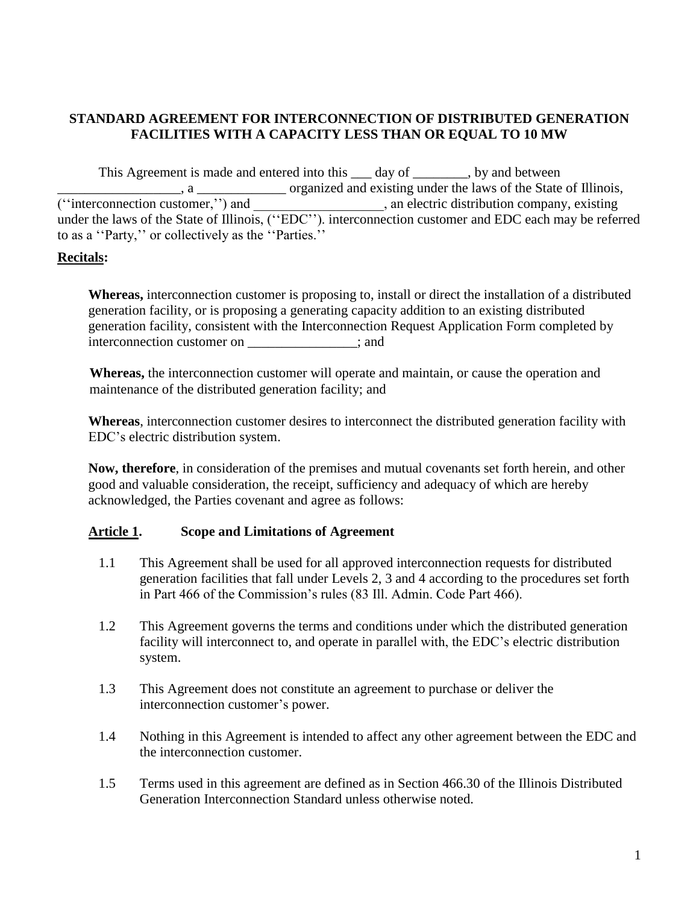**STANDARD AGREEMENT FOR INTERCONNECTION OF DISTRIBUTED GENERATION FACILITIES WITH A CAPACITY LESS THAN OR EQUAL TO 10 MW**

This Agreement is made and entered into this ___ day of ________, by and between __________________, a _____________ organized and existing under the laws of the State of Illinois, (''interconnection customer,'') and ___________________, an electric distribution company, existing under the laws of the State of Illinois, (''EDC''). interconnection customer and EDC each may be referred to as a ''Party,'' or collectively as the ''Parties.''

**Recitals:**

**Whereas,** interconnection customer is proposing to, install or direct the installation of a distributed generation facility, or is proposing a generating capacity addition to an existing distributed generation facility, consistent with the Interconnection Request Application Form completed by interconnection customer on ________________; and

**Whereas,** the interconnection customer will operate and maintain, or cause the operation and maintenance of the distributed generation facility; and

**Whereas**, interconnection customer desires to interconnect the distributed generation facility with EDC's electric distribution system.

**Now, therefore**, in consideration of the premises and mutual covenants set forth herein, and other good and valuable consideration, the receipt, sufficiency and adequacy of which are hereby acknowledged, the Parties covenant and agree as follows:

**Article 1. Scope and Limitations of Agreement**

1.1 This Agreement shall be used for all approved interconnection requests for distributed generation facilities that fall under Levels 2, 3 and 4 according to the procedures set forth in Part 466 of the Commission's rules (83 Ill. Admin. Code Part 466).

1.2 This Agreement governs the terms and conditions under which the distributed generation facility will interconnect to, and operate in parallel with, the EDC's electric distribution system.

1.3 This Agreement does not constitute an agreement to purchase or deliver the interconnection customer's power.

1.4 Nothing in this Agreement is intended to affect any other agreement between the EDC and the interconnection customer.

1.5 Terms used in this agreement are defined as in Section 466.30 of the Illinois Distributed Generation Interconnection Standard unless otherwise noted.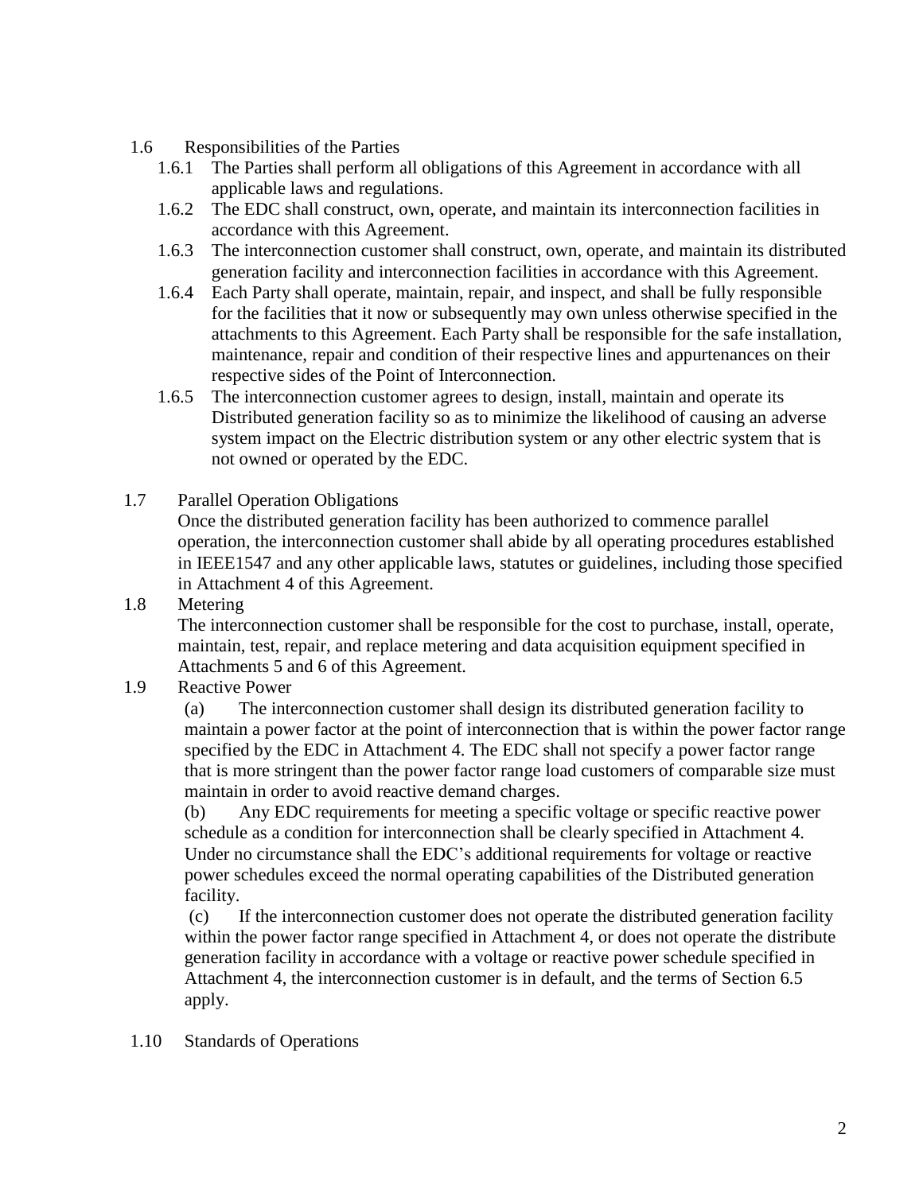1.6 Responsibilities of the Parties

1.6.1 The Parties shall perform all obligations of this Agreement in accordance with all applicable laws and regulations.

1.6.2 The EDC shall construct, own, operate, and maintain its interconnection facilities in accordance with this Agreement.

1.6.3 The interconnection customer shall construct, own, operate, and maintain its distributed generation facility and interconnection facilities in accordance with this Agreement.

1.6.4 Each Party shall operate, maintain, repair, and inspect, and shall be fully responsible for the facilities that it now or subsequently may own unless otherwise specified in the attachments to this Agreement. Each Party shall be responsible for the safe installation, maintenance, repair and condition of their respective lines and appurtenances on their respective sides of the Point of Interconnection.

1.6.5 The interconnection customer agrees to design, install, maintain and operate its Distributed generation facility so as to minimize the likelihood of causing an adverse system impact on the Electric distribution system or any other electric system that is not owned or operated by the EDC.

1.7 Parallel Operation Obligations

Once the distributed generation facility has been authorized to commence parallel operation, the interconnection customer shall abide by all operating procedures established in IEEE1547 and any other applicable laws, statutes or guidelines, including those specified in Attachment 4 of this Agreement.

1.8 Metering

The interconnection customer shall be responsible for the cost to purchase, install, operate, maintain, test, repair, and replace metering and data acquisition equipment specified in Attachments 5 and 6 of this Agreement.

1.9 Reactive Power

(a) The interconnection customer shall design its distributed generation facility to maintain a power factor at the point of interconnection that is within the power factor range specified by the EDC in Attachment 4. The EDC shall not specify a power factor range that is more stringent than the power factor range load customers of comparable size must maintain in order to avoid reactive demand charges.

(b) Any EDC requirements for meeting a specific voltage or specific reactive power schedule as a condition for interconnection shall be clearly specified in Attachment 4. Under no circumstance shall the EDC's additional requirements for voltage or reactive power schedules exceed the normal operating capabilities of the Distributed generation facility.

(c) If the interconnection customer does not operate the distributed generation facility within the power factor range specified in Attachment 4, or does not operate the distribute generation facility in accordance with a voltage or reactive power schedule specified in Attachment 4, the interconnection customer is in default, and the terms of Section 6.5 apply.

1.10 Standards of Operations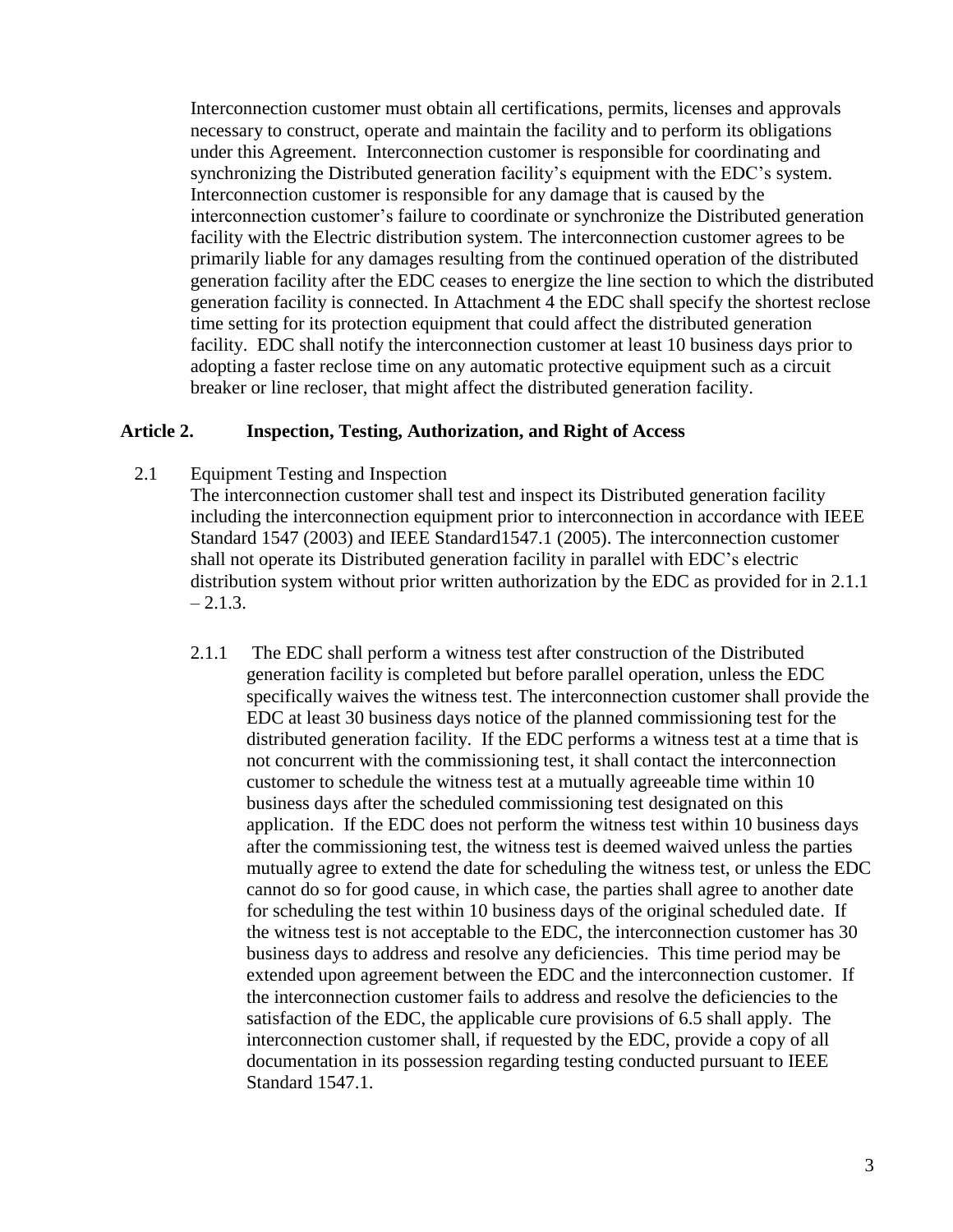Interconnection customer must obtain all certifications, permits, licenses and approvals necessary to construct, operate and maintain the facility and to perform its obligations under this Agreement. Interconnection customer is responsible for coordinating and synchronizing the Distributed generation facility's equipment with the EDC's system. Interconnection customer is responsible for any damage that is caused by the interconnection customer's failure to coordinate or synchronize the Distributed generation facility with the Electric distribution system. The interconnection customer agrees to be primarily liable for any damages resulting from the continued operation of the distributed generation facility after the EDC ceases to energize the line section to which the distributed generation facility is connected. In Attachment 4 the EDC shall specify the shortest reclose time setting for its protection equipment that could affect the distributed generation facility. EDC shall notify the interconnection customer at least 10 business days prior to adopting a faster reclose time on any automatic protective equipment such as a circuit breaker or line recloser, that might affect the distributed generation facility.

## Article 2. Inspection, Testing, Authorization, and Right of Access

2.1 Equipment Testing and Inspection

The interconnection customer shall test and inspect its Distributed generation facility including the interconnection equipment prior to interconnection in accordance with IEEE Standard 1547 (2003) and IEEE Standard1547.1 (2005). The interconnection customer shall not operate its Distributed generation facility in parallel with EDC's electric distribution system without prior written authorization by the EDC as provided for in 2.1.1 – 2.1.3.

2.1.1 The EDC shall perform a witness test after construction of the Distributed generation facility is completed but before parallel operation, unless the EDC specifically waives the witness test. The interconnection customer shall provide the EDC at least 30 business days notice of the planned commissioning test for the distributed generation facility. If the EDC performs a witness test at a time that is not concurrent with the commissioning test, it shall contact the interconnection customer to schedule the witness test at a mutually agreeable time within 10 business days after the scheduled commissioning test designated on this application. If the EDC does not perform the witness test within 10 business days after the commissioning test, the witness test is deemed waived unless the parties mutually agree to extend the date for scheduling the witness test, or unless the EDC cannot do so for good cause, in which case, the parties shall agree to another date for scheduling the test within 10 business days of the original scheduled date. If the witness test is not acceptable to the EDC, the interconnection customer has 30 business days to address and resolve any deficiencies. This time period may be extended upon agreement between the EDC and the interconnection customer. If the interconnection customer fails to address and resolve the deficiencies to the satisfaction of the EDC, the applicable cure provisions of 6.5 shall apply. The interconnection customer shall, if requested by the EDC, provide a copy of all documentation in its possession regarding testing conducted pursuant to IEEE Standard 1547.1.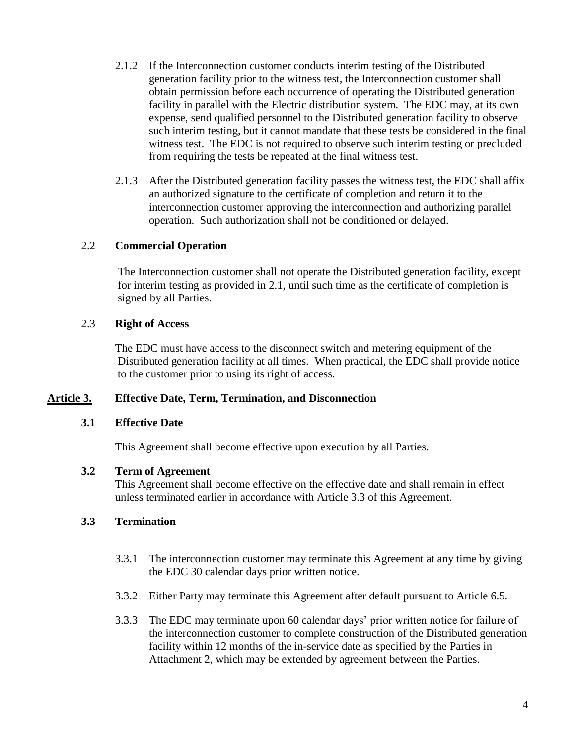2.1.2 If the Interconnection customer conducts interim testing of the Distributed generation facility prior to the witness test, the Interconnection customer shall obtain permission before each occurrence of operating the Distributed generation facility in parallel with the Electric distribution system. The EDC may, at its own expense, send qualified personnel to the Distributed generation facility to observe such interim testing, but it cannot mandate that these tests be considered in the final witness test. The EDC is not required to observe such interim testing or precluded from requiring the tests be repeated at the final witness test.

2.1.3 After the Distributed generation facility passes the witness test, the EDC shall affix an authorized signature to the certificate of completion and return it to the interconnection customer approving the interconnection and authorizing parallel operation. Such authorization shall not be conditioned or delayed.

2.2 **Commercial Operation**

The Interconnection customer shall not operate the Distributed generation facility, except for interim testing as provided in 2.1, until such time as the certificate of completion is signed by all Parties.

2.3 **Right of Access**

The EDC must have access to the disconnect switch and metering equipment of the Distributed generation facility at all times. When practical, the EDC shall provide notice to the customer prior to using its right of access.

## **Article 3.** **Effective Date, Term, Termination, and Disconnection**

### **3.1 Effective Date**

This Agreement shall become effective upon execution by all Parties.

### **3.2 Term of Agreement**

This Agreement shall become effective on the effective date and shall remain in effect unless terminated earlier in accordance with Article 3.3 of this Agreement.

### **3.3 Termination**

3.3.1 The interconnection customer may terminate this Agreement at any time by giving the EDC 30 calendar days prior written notice.

3.3.2 Either Party may terminate this Agreement after default pursuant to Article 6.5.

3.3.3 The EDC may terminate upon 60 calendar days' prior written notice for failure of the interconnection customer to complete construction of the Distributed generation facility within 12 months of the in-service date as specified by the Parties in Attachment 2, which may be extended by agreement between the Parties.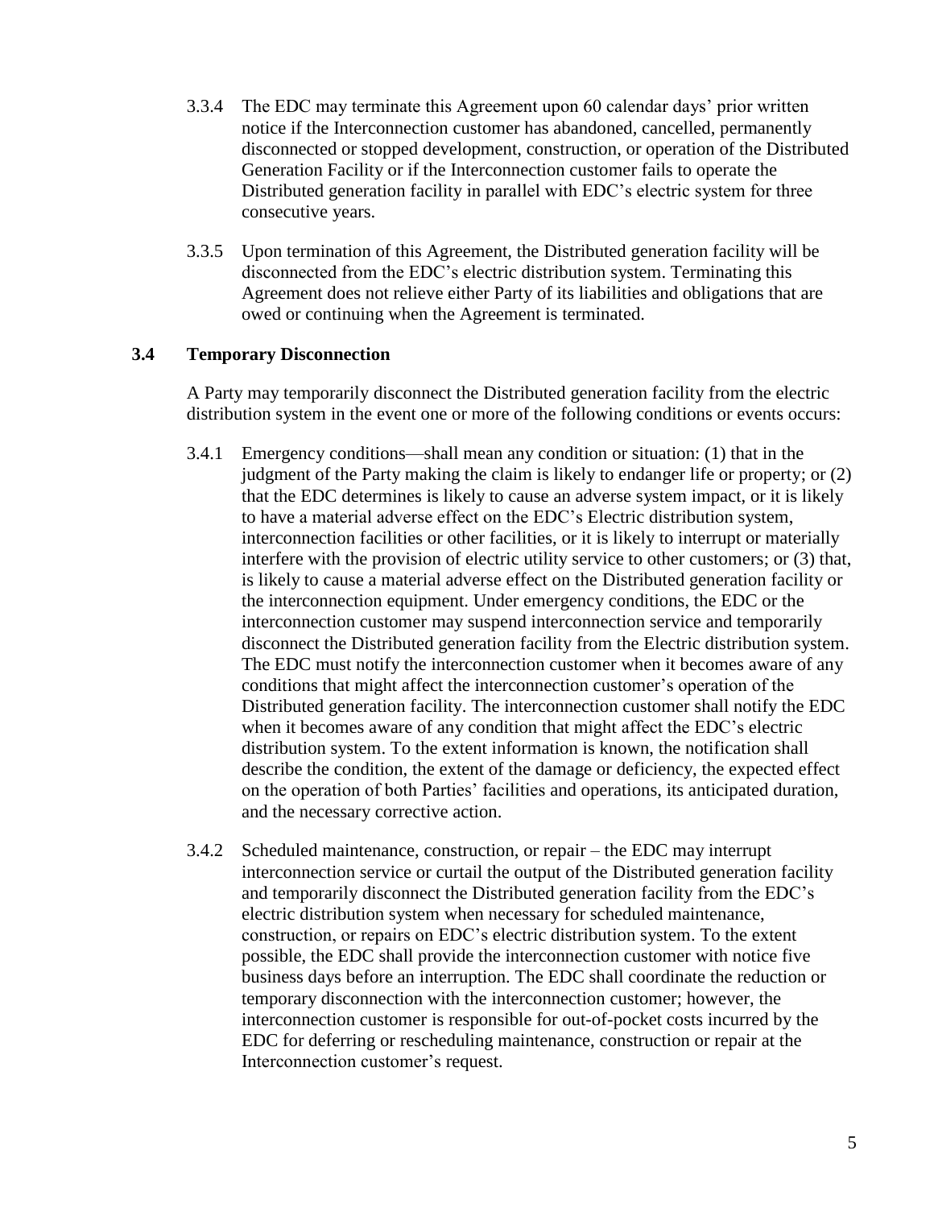3.3.4 The EDC may terminate this Agreement upon 60 calendar days' prior written notice if the Interconnection customer has abandoned, cancelled, permanently disconnected or stopped development, construction, or operation of the Distributed Generation Facility or if the Interconnection customer fails to operate the Distributed generation facility in parallel with EDC's electric system for three consecutive years.

3.3.5 Upon termination of this Agreement, the Distributed generation facility will be disconnected from the EDC's electric distribution system. Terminating this Agreement does not relieve either Party of its liabilities and obligations that are owed or continuing when the Agreement is terminated.

### 3.4 Temporary Disconnection

A Party may temporarily disconnect the Distributed generation facility from the electric distribution system in the event one or more of the following conditions or events occurs:

3.4.1 Emergency conditions—shall mean any condition or situation: (1) that in the judgment of the Party making the claim is likely to endanger life or property; or (2) that the EDC determines is likely to cause an adverse system impact, or it is likely to have a material adverse effect on the EDC's Electric distribution system, interconnection facilities or other facilities, or it is likely to interrupt or materially interfere with the provision of electric utility service to other customers; or (3) that, is likely to cause a material adverse effect on the Distributed generation facility or the interconnection equipment. Under emergency conditions, the EDC or the interconnection customer may suspend interconnection service and temporarily disconnect the Distributed generation facility from the Electric distribution system. The EDC must notify the interconnection customer when it becomes aware of any conditions that might affect the interconnection customer's operation of the Distributed generation facility. The interconnection customer shall notify the EDC when it becomes aware of any condition that might affect the EDC's electric distribution system. To the extent information is known, the notification shall describe the condition, the extent of the damage or deficiency, the expected effect on the operation of both Parties' facilities and operations, its anticipated duration, and the necessary corrective action.

3.4.2 Scheduled maintenance, construction, or repair – the EDC may interrupt interconnection service or curtail the output of the Distributed generation facility and temporarily disconnect the Distributed generation facility from the EDC's electric distribution system when necessary for scheduled maintenance, construction, or repairs on EDC's electric distribution system. To the extent possible, the EDC shall provide the interconnection customer with notice five business days before an interruption. The EDC shall coordinate the reduction or temporary disconnection with the interconnection customer; however, the interconnection customer is responsible for out-of-pocket costs incurred by the EDC for deferring or rescheduling maintenance, construction or repair at the Interconnection customer's request.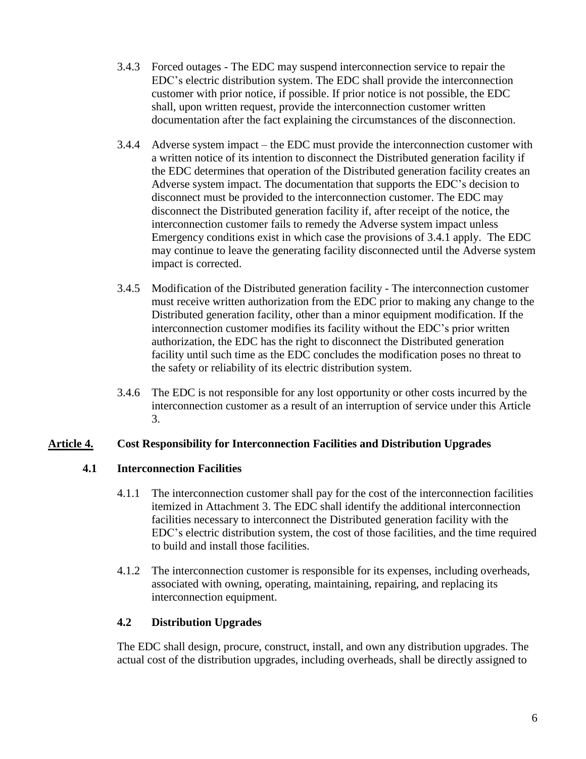3.4.3 Forced outages - The EDC may suspend interconnection service to repair the EDC's electric distribution system. The EDC shall provide the interconnection customer with prior notice, if possible. If prior notice is not possible, the EDC shall, upon written request, provide the interconnection customer written documentation after the fact explaining the circumstances of the disconnection.

3.4.4 Adverse system impact – the EDC must provide the interconnection customer with a written notice of its intention to disconnect the Distributed generation facility if the EDC determines that operation of the Distributed generation facility creates an Adverse system impact. The documentation that supports the EDC's decision to disconnect must be provided to the interconnection customer. The EDC may disconnect the Distributed generation facility if, after receipt of the notice, the interconnection customer fails to remedy the Adverse system impact unless Emergency conditions exist in which case the provisions of 3.4.1 apply. The EDC may continue to leave the generating facility disconnected until the Adverse system impact is corrected.

3.4.5 Modification of the Distributed generation facility - The interconnection customer must receive written authorization from the EDC prior to making any change to the Distributed generation facility, other than a minor equipment modification. If the interconnection customer modifies its facility without the EDC's prior written authorization, the EDC has the right to disconnect the Distributed generation facility until such time as the EDC concludes the modification poses no threat to the safety or reliability of its electric distribution system.

3.4.6 The EDC is not responsible for any lost opportunity or other costs incurred by the interconnection customer as a result of an interruption of service under this Article 3.

## Article 4. Cost Responsibility for Interconnection Facilities and Distribution Upgrades

### 4.1 Interconnection Facilities

4.1.1 The interconnection customer shall pay for the cost of the interconnection facilities itemized in Attachment 3. The EDC shall identify the additional interconnection facilities necessary to interconnect the Distributed generation facility with the EDC's electric distribution system, the cost of those facilities, and the time required to build and install those facilities.

4.1.2 The interconnection customer is responsible for its expenses, including overheads, associated with owning, operating, maintaining, repairing, and replacing its interconnection equipment.

### 4.2 Distribution Upgrades

The EDC shall design, procure, construct, install, and own any distribution upgrades. The actual cost of the distribution upgrades, including overheads, shall be directly assigned to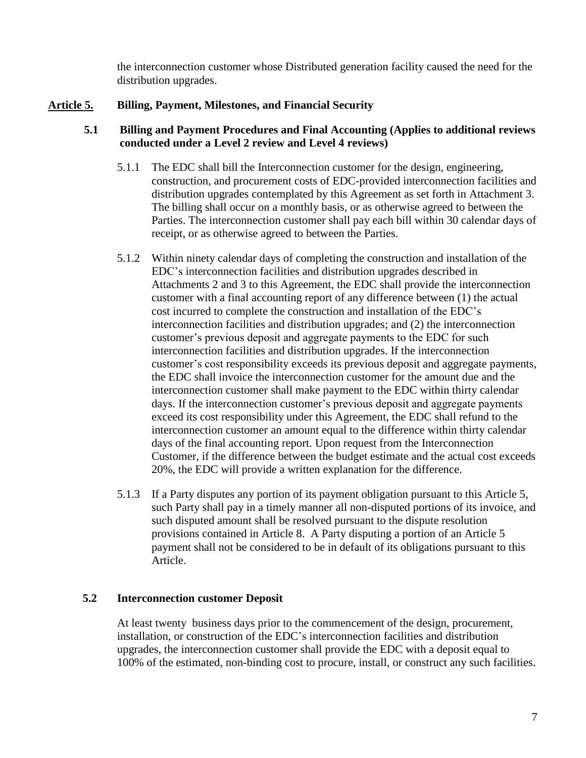the interconnection customer whose Distributed generation facility caused the need for the distribution upgrades.

## Article 5. Billing, Payment, Milestones, and Financial Security

### 5.1 Billing and Payment Procedures and Final Accounting (Applies to additional reviews conducted under a Level 2 review and Level 4 reviews)

5.1.1 The EDC shall bill the Interconnection customer for the design, engineering, construction, and procurement costs of EDC-provided interconnection facilities and distribution upgrades contemplated by this Agreement as set forth in Attachment 3. The billing shall occur on a monthly basis, or as otherwise agreed to between the Parties. The interconnection customer shall pay each bill within 30 calendar days of receipt, or as otherwise agreed to between the Parties.

5.1.2 Within ninety calendar days of completing the construction and installation of the EDC's interconnection facilities and distribution upgrades described in Attachments 2 and 3 to this Agreement, the EDC shall provide the interconnection customer with a final accounting report of any difference between (1) the actual cost incurred to complete the construction and installation of the EDC's interconnection facilities and distribution upgrades; and (2) the interconnection customer's previous deposit and aggregate payments to the EDC for such interconnection facilities and distribution upgrades. If the interconnection customer's cost responsibility exceeds its previous deposit and aggregate payments, the EDC shall invoice the interconnection customer for the amount due and the interconnection customer shall make payment to the EDC within thirty calendar days. If the interconnection customer's previous deposit and aggregate payments exceed its cost responsibility under this Agreement, the EDC shall refund to the interconnection customer an amount equal to the difference within thirty calendar days of the final accounting report. Upon request from the Interconnection Customer, if the difference between the budget estimate and the actual cost exceeds 20%, the EDC will provide a written explanation for the difference.

5.1.3 If a Party disputes any portion of its payment obligation pursuant to this Article 5, such Party shall pay in a timely manner all non-disputed portions of its invoice, and such disputed amount shall be resolved pursuant to the dispute resolution provisions contained in Article 8. A Party disputing a portion of an Article 5 payment shall not be considered to be in default of its obligations pursuant to this Article.

### 5.2 Interconnection customer Deposit

At least twenty business days prior to the commencement of the design, procurement, installation, or construction of the EDC's interconnection facilities and distribution upgrades, the interconnection customer shall provide the EDC with a deposit equal to 100% of the estimated, non-binding cost to procure, install, or construct any such facilities.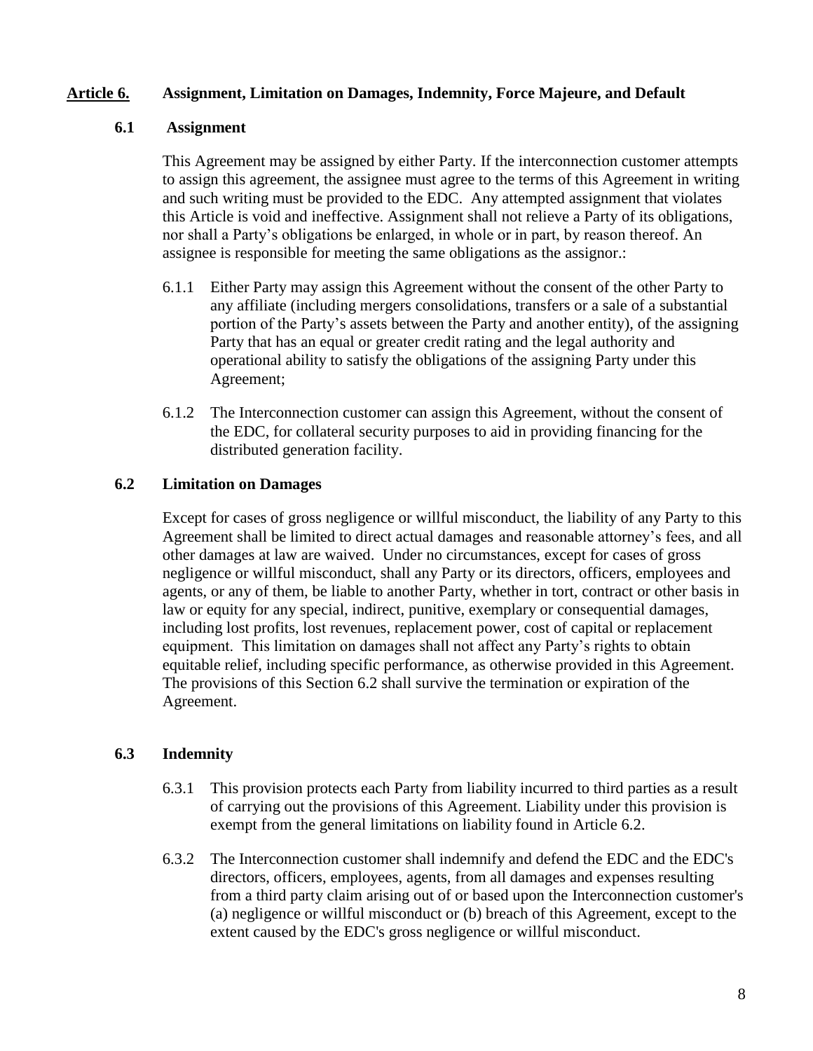## Article 6. Assignment, Limitation on Damages, Indemnity, Force Majeure, and Default

### 6.1 Assignment

This Agreement may be assigned by either Party. If the interconnection customer attempts to assign this agreement, the assignee must agree to the terms of this Agreement in writing and such writing must be provided to the EDC. Any attempted assignment that violates this Article is void and ineffective. Assignment shall not relieve a Party of its obligations, nor shall a Party's obligations be enlarged, in whole or in part, by reason thereof. An assignee is responsible for meeting the same obligations as the assignor.:

6.1.1 Either Party may assign this Agreement without the consent of the other Party to any affiliate (including mergers consolidations, transfers or a sale of a substantial portion of the Party's assets between the Party and another entity), of the assigning Party that has an equal or greater credit rating and the legal authority and operational ability to satisfy the obligations of the assigning Party under this Agreement;

6.1.2 The Interconnection customer can assign this Agreement, without the consent of the EDC, for collateral security purposes to aid in providing financing for the distributed generation facility.

### 6.2 Limitation on Damages

Except for cases of gross negligence or willful misconduct, the liability of any Party to this Agreement shall be limited to direct actual damages and reasonable attorney's fees, and all other damages at law are waived. Under no circumstances, except for cases of gross negligence or willful misconduct, shall any Party or its directors, officers, employees and agents, or any of them, be liable to another Party, whether in tort, contract or other basis in law or equity for any special, indirect, punitive, exemplary or consequential damages, including lost profits, lost revenues, replacement power, cost of capital or replacement equipment. This limitation on damages shall not affect any Party's rights to obtain equitable relief, including specific performance, as otherwise provided in this Agreement. The provisions of this Section 6.2 shall survive the termination or expiration of the Agreement.

### 6.3 Indemnity

6.3.1 This provision protects each Party from liability incurred to third parties as a result of carrying out the provisions of this Agreement. Liability under this provision is exempt from the general limitations on liability found in Article 6.2.

6.3.2 The Interconnection customer shall indemnify and defend the EDC and the EDC's directors, officers, employees, agents, from all damages and expenses resulting from a third party claim arising out of or based upon the Interconnection customer's (a) negligence or willful misconduct or (b) breach of this Agreement, except to the extent caused by the EDC's gross negligence or willful misconduct.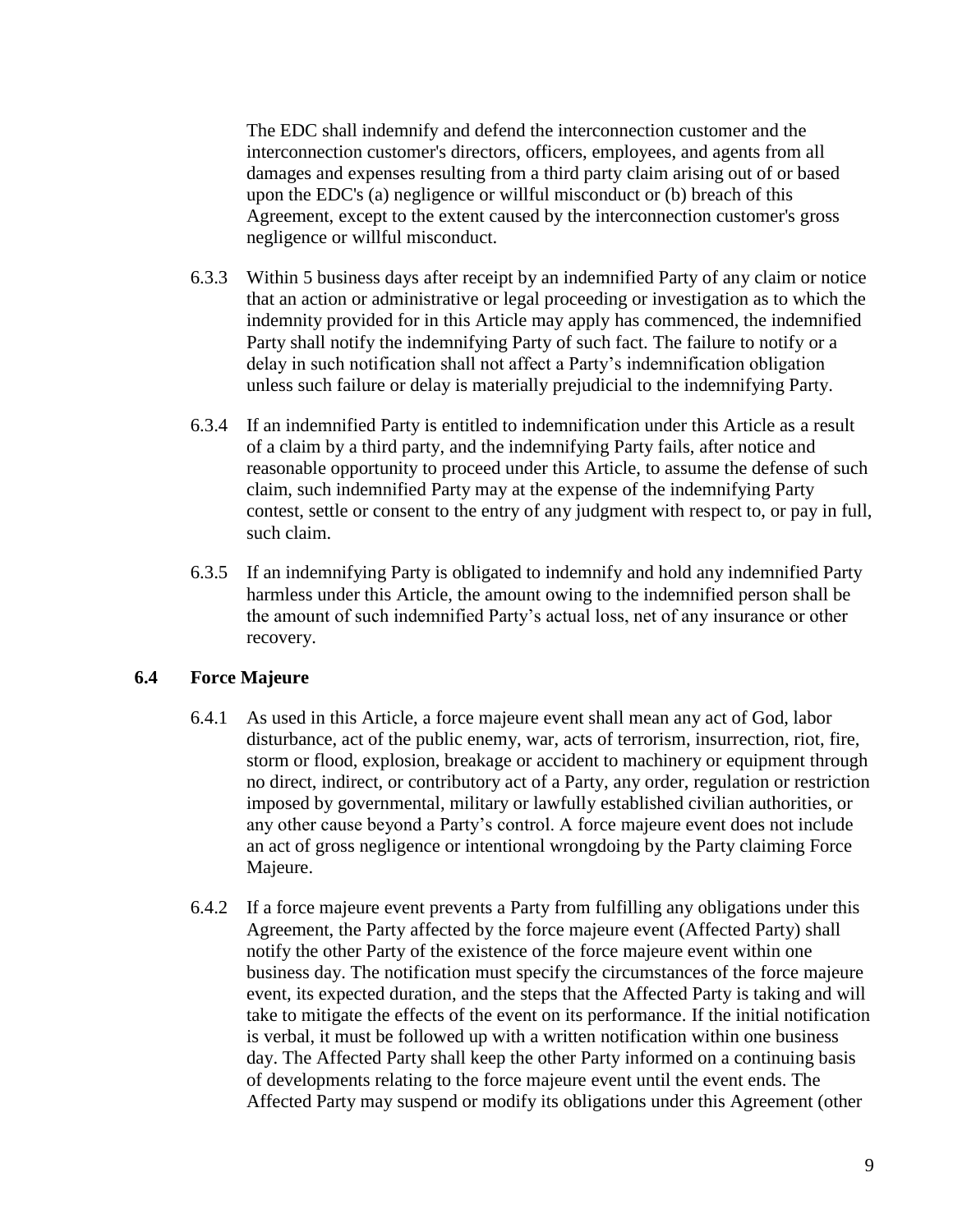The EDC shall indemnify and defend the interconnection customer and the interconnection customer's directors, officers, employees, and agents from all damages and expenses resulting from a third party claim arising out of or based upon the EDC's (a) negligence or willful misconduct or (b) breach of this Agreement, except to the extent caused by the interconnection customer's gross negligence or willful misconduct.

6.3.3 Within 5 business days after receipt by an indemnified Party of any claim or notice that an action or administrative or legal proceeding or investigation as to which the indemnity provided for in this Article may apply has commenced, the indemnified Party shall notify the indemnifying Party of such fact. The failure to notify or a delay in such notification shall not affect a Party's indemnification obligation unless such failure or delay is materially prejudicial to the indemnifying Party.

6.3.4 If an indemnified Party is entitled to indemnification under this Article as a result of a claim by a third party, and the indemnifying Party fails, after notice and reasonable opportunity to proceed under this Article, to assume the defense of such claim, such indemnified Party may at the expense of the indemnifying Party contest, settle or consent to the entry of any judgment with respect to, or pay in full, such claim.

6.3.5 If an indemnifying Party is obligated to indemnify and hold any indemnified Party harmless under this Article, the amount owing to the indemnified person shall be the amount of such indemnified Party's actual loss, net of any insurance or other recovery.

### 6.4 Force Majeure

6.4.1 As used in this Article, a force majeure event shall mean any act of God, labor disturbance, act of the public enemy, war, acts of terrorism, insurrection, riot, fire, storm or flood, explosion, breakage or accident to machinery or equipment through no direct, indirect, or contributory act of a Party, any order, regulation or restriction imposed by governmental, military or lawfully established civilian authorities, or any other cause beyond a Party's control. A force majeure event does not include an act of gross negligence or intentional wrongdoing by the Party claiming Force Majeure.

6.4.2 If a force majeure event prevents a Party from fulfilling any obligations under this Agreement, the Party affected by the force majeure event (Affected Party) shall notify the other Party of the existence of the force majeure event within one business day. The notification must specify the circumstances of the force majeure event, its expected duration, and the steps that the Affected Party is taking and will take to mitigate the effects of the event on its performance. If the initial notification is verbal, it must be followed up with a written notification within one business day. The Affected Party shall keep the other Party informed on a continuing basis of developments relating to the force majeure event until the event ends. The Affected Party may suspend or modify its obligations under this Agreement (other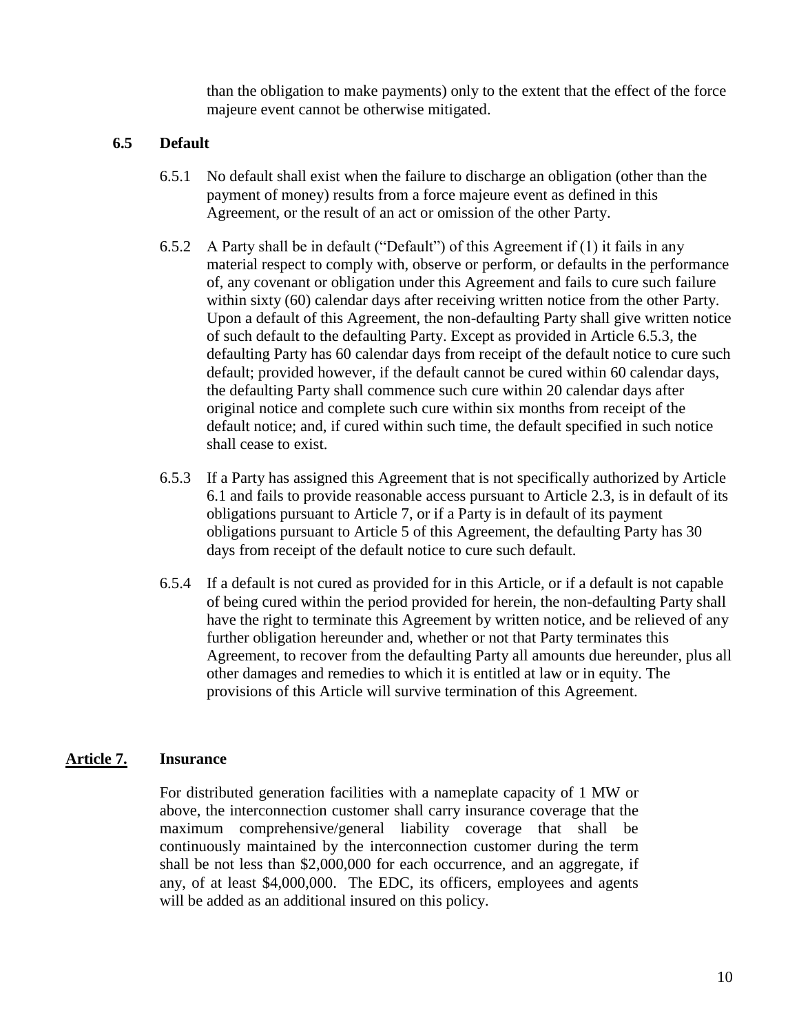than the obligation to make payments) only to the extent that the effect of the force majeure event cannot be otherwise mitigated.

### 6.5 Default

6.5.1 No default shall exist when the failure to discharge an obligation (other than the payment of money) results from a force majeure event as defined in this Agreement, or the result of an act or omission of the other Party.

6.5.2 A Party shall be in default ("Default") of this Agreement if (1) it fails in any material respect to comply with, observe or perform, or defaults in the performance of, any covenant or obligation under this Agreement and fails to cure such failure within sixty (60) calendar days after receiving written notice from the other Party. Upon a default of this Agreement, the non-defaulting Party shall give written notice of such default to the defaulting Party. Except as provided in Article 6.5.3, the defaulting Party has 60 calendar days from receipt of the default notice to cure such default; provided however, if the default cannot be cured within 60 calendar days, the defaulting Party shall commence such cure within 20 calendar days after original notice and complete such cure within six months from receipt of the default notice; and, if cured within such time, the default specified in such notice shall cease to exist.

6.5.3 If a Party has assigned this Agreement that is not specifically authorized by Article 6.1 and fails to provide reasonable access pursuant to Article 2.3, is in default of its obligations pursuant to Article 7, or if a Party is in default of its payment obligations pursuant to Article 5 of this Agreement, the defaulting Party has 30 days from receipt of the default notice to cure such default.

6.5.4 If a default is not cured as provided for in this Article, or if a default is not capable of being cured within the period provided for herein, the non-defaulting Party shall have the right to terminate this Agreement by written notice, and be relieved of any further obligation hereunder and, whether or not that Party terminates this Agreement, to recover from the defaulting Party all amounts due hereunder, plus all other damages and remedies to which it is entitled at law or in equity. The provisions of this Article will survive termination of this Agreement.

## Article 7. Insurance

For distributed generation facilities with a nameplate capacity of 1 MW or above, the interconnection customer shall carry insurance coverage that the maximum comprehensive/general liability coverage that shall be continuously maintained by the interconnection customer during the term shall be not less than $2,000,000 for each occurrence, and an aggregate, if any, of at least $4,000,000. The EDC, its officers, employees and agents will be added as an additional insured on this policy.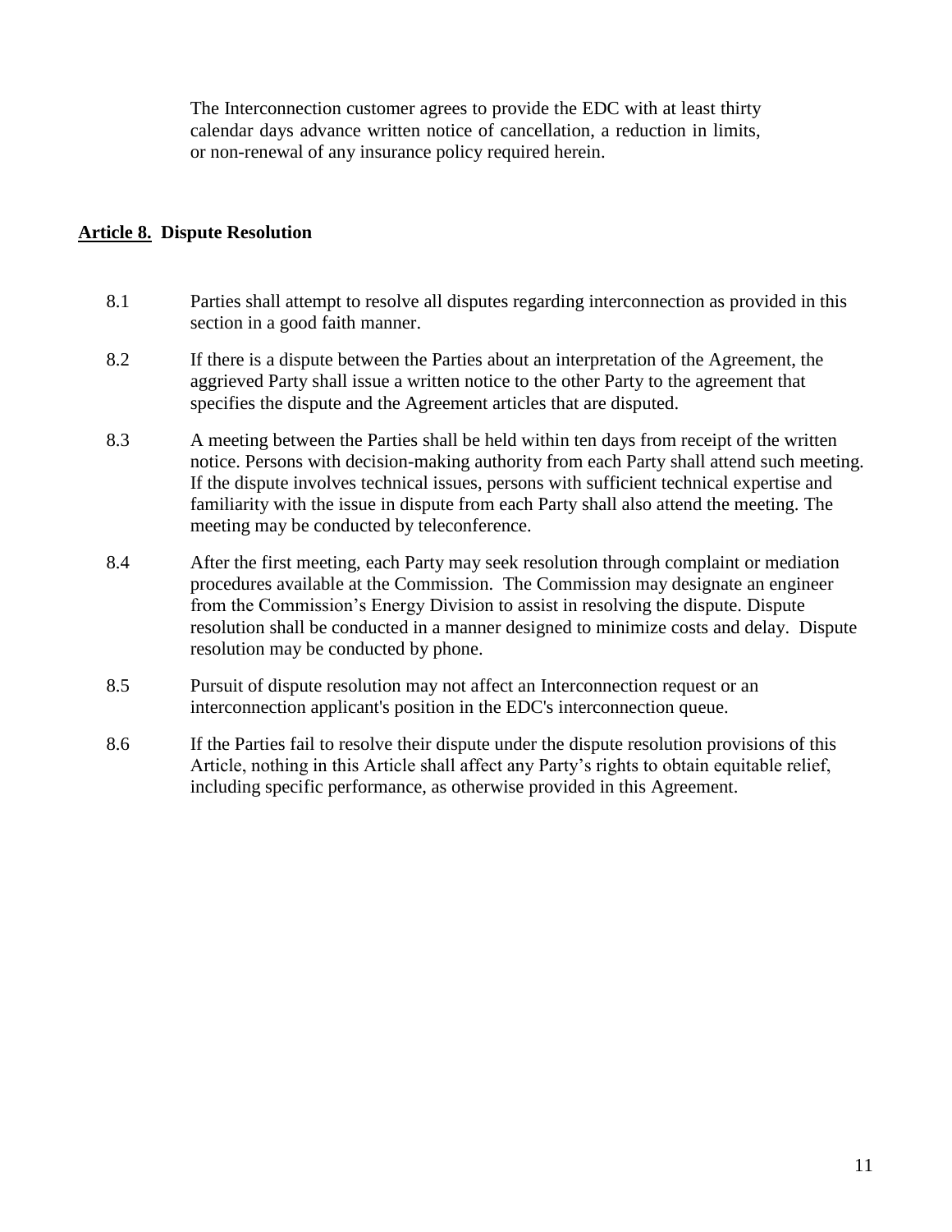The Interconnection customer agrees to provide the EDC with at least thirty calendar days advance written notice of cancellation, a reduction in limits, or non-renewal of any insurance policy required herein.

## **Article 8. Dispute Resolution**

8.1 Parties shall attempt to resolve all disputes regarding interconnection as provided in this section in a good faith manner.

8.2 If there is a dispute between the Parties about an interpretation of the Agreement, the aggrieved Party shall issue a written notice to the other Party to the agreement that specifies the dispute and the Agreement articles that are disputed.

8.3 A meeting between the Parties shall be held within ten days from receipt of the written notice. Persons with decision-making authority from each Party shall attend such meeting. If the dispute involves technical issues, persons with sufficient technical expertise and familiarity with the issue in dispute from each Party shall also attend the meeting. The meeting may be conducted by teleconference.

8.4 After the first meeting, each Party may seek resolution through complaint or mediation procedures available at the Commission. The Commission may designate an engineer from the Commission's Energy Division to assist in resolving the dispute. Dispute resolution shall be conducted in a manner designed to minimize costs and delay. Dispute resolution may be conducted by phone.

8.5 Pursuit of dispute resolution may not affect an Interconnection request or an interconnection applicant's position in the EDC's interconnection queue.

8.6 If the Parties fail to resolve their dispute under the dispute resolution provisions of this Article, nothing in this Article shall affect any Party's rights to obtain equitable relief, including specific performance, as otherwise provided in this Agreement.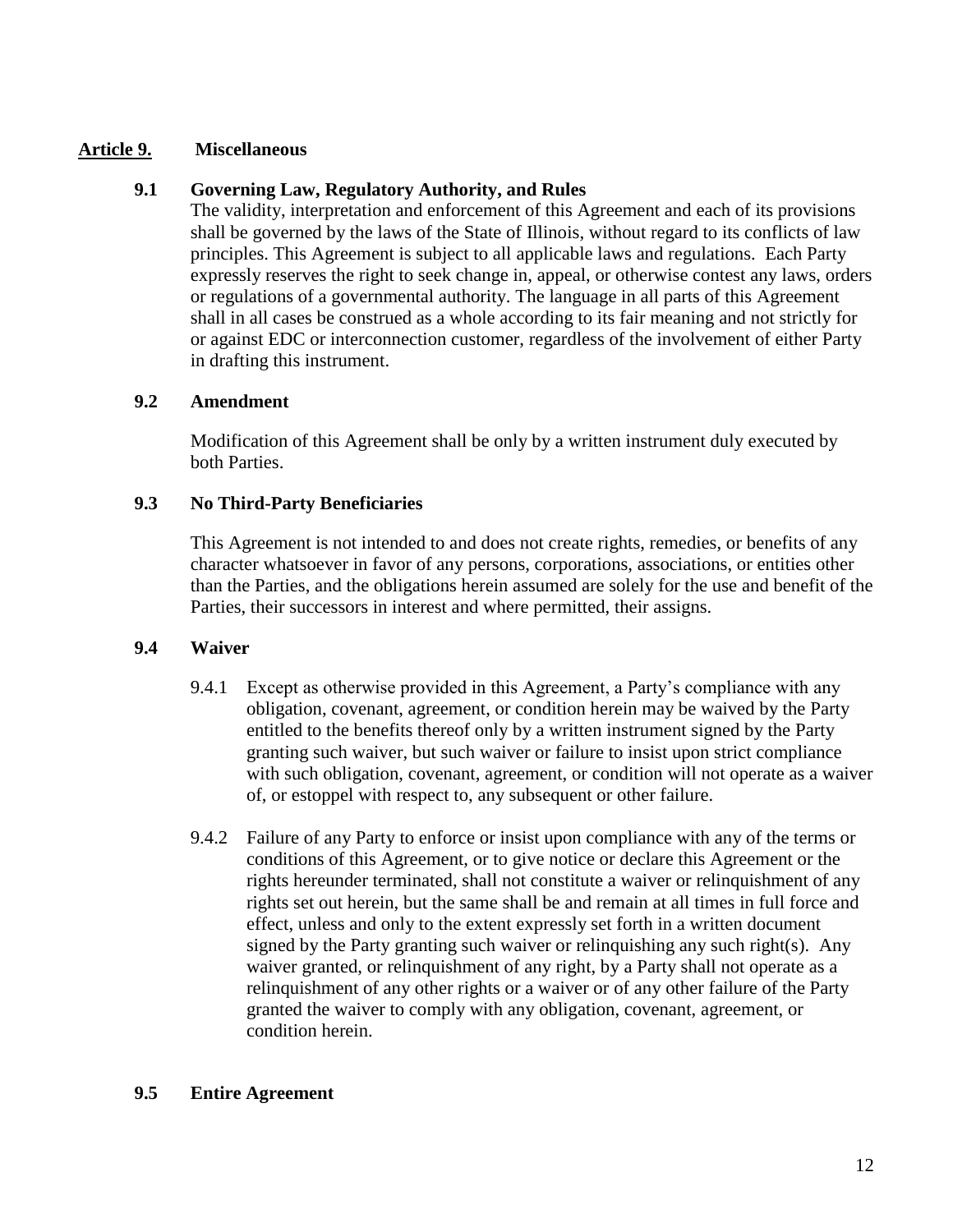## Article 9. Miscellaneous

### 9.1 Governing Law, Regulatory Authority, and Rules

The validity, interpretation and enforcement of this Agreement and each of its provisions shall be governed by the laws of the State of Illinois, without regard to its conflicts of law principles. This Agreement is subject to all applicable laws and regulations. Each Party expressly reserves the right to seek change in, appeal, or otherwise contest any laws, orders or regulations of a governmental authority. The language in all parts of this Agreement shall in all cases be construed as a whole according to its fair meaning and not strictly for or against EDC or interconnection customer, regardless of the involvement of either Party in drafting this instrument.

### 9.2 Amendment

Modification of this Agreement shall be only by a written instrument duly executed by both Parties.

### 9.3 No Third-Party Beneficiaries

This Agreement is not intended to and does not create rights, remedies, or benefits of any character whatsoever in favor of any persons, corporations, associations, or entities other than the Parties, and the obligations herein assumed are solely for the use and benefit of the Parties, their successors in interest and where permitted, their assigns.

### 9.4 Waiver

9.4.1 Except as otherwise provided in this Agreement, a Party's compliance with any obligation, covenant, agreement, or condition herein may be waived by the Party entitled to the benefits thereof only by a written instrument signed by the Party granting such waiver, but such waiver or failure to insist upon strict compliance with such obligation, covenant, agreement, or condition will not operate as a waiver of, or estoppel with respect to, any subsequent or other failure.

9.4.2 Failure of any Party to enforce or insist upon compliance with any of the terms or conditions of this Agreement, or to give notice or declare this Agreement or the rights hereunder terminated, shall not constitute a waiver or relinquishment of any rights set out herein, but the same shall be and remain at all times in full force and effect, unless and only to the extent expressly set forth in a written document signed by the Party granting such waiver or relinquishing any such right(s). Any waiver granted, or relinquishment of any right, by a Party shall not operate as a relinquishment of any other rights or a waiver or of any other failure of the Party granted the waiver to comply with any obligation, covenant, agreement, or condition herein.

### 9.5 Entire Agreement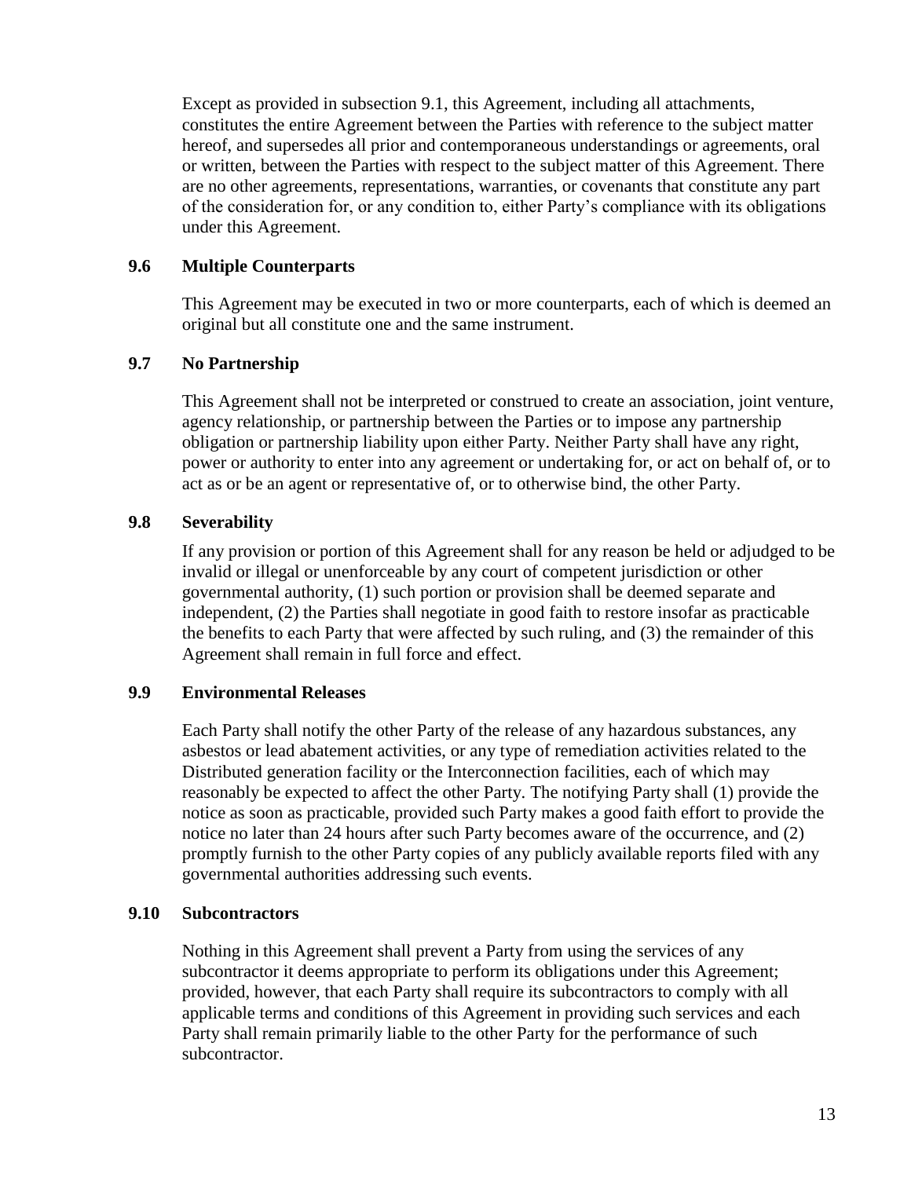Except as provided in subsection 9.1, this Agreement, including all attachments, constitutes the entire Agreement between the Parties with reference to the subject matter hereof, and supersedes all prior and contemporaneous understandings or agreements, oral or written, between the Parties with respect to the subject matter of this Agreement. There are no other agreements, representations, warranties, or covenants that constitute any part of the consideration for, or any condition to, either Party's compliance with its obligations under this Agreement.

### 9.6 Multiple Counterparts

This Agreement may be executed in two or more counterparts, each of which is deemed an original but all constitute one and the same instrument.

### 9.7 No Partnership

This Agreement shall not be interpreted or construed to create an association, joint venture, agency relationship, or partnership between the Parties or to impose any partnership obligation or partnership liability upon either Party. Neither Party shall have any right, power or authority to enter into any agreement or undertaking for, or act on behalf of, or to act as or be an agent or representative of, or to otherwise bind, the other Party.

### 9.8 Severability

If any provision or portion of this Agreement shall for any reason be held or adjudged to be invalid or illegal or unenforceable by any court of competent jurisdiction or other governmental authority, (1) such portion or provision shall be deemed separate and independent, (2) the Parties shall negotiate in good faith to restore insofar as practicable the benefits to each Party that were affected by such ruling, and (3) the remainder of this Agreement shall remain in full force and effect.

### 9.9 Environmental Releases

Each Party shall notify the other Party of the release of any hazardous substances, any asbestos or lead abatement activities, or any type of remediation activities related to the Distributed generation facility or the Interconnection facilities, each of which may reasonably be expected to affect the other Party. The notifying Party shall (1) provide the notice as soon as practicable, provided such Party makes a good faith effort to provide the notice no later than 24 hours after such Party becomes aware of the occurrence, and (2) promptly furnish to the other Party copies of any publicly available reports filed with any governmental authorities addressing such events.

### 9.10 Subcontractors

Nothing in this Agreement shall prevent a Party from using the services of any subcontractor it deems appropriate to perform its obligations under this Agreement; provided, however, that each Party shall require its subcontractors to comply with all applicable terms and conditions of this Agreement in providing such services and each Party shall remain primarily liable to the other Party for the performance of such subcontractor.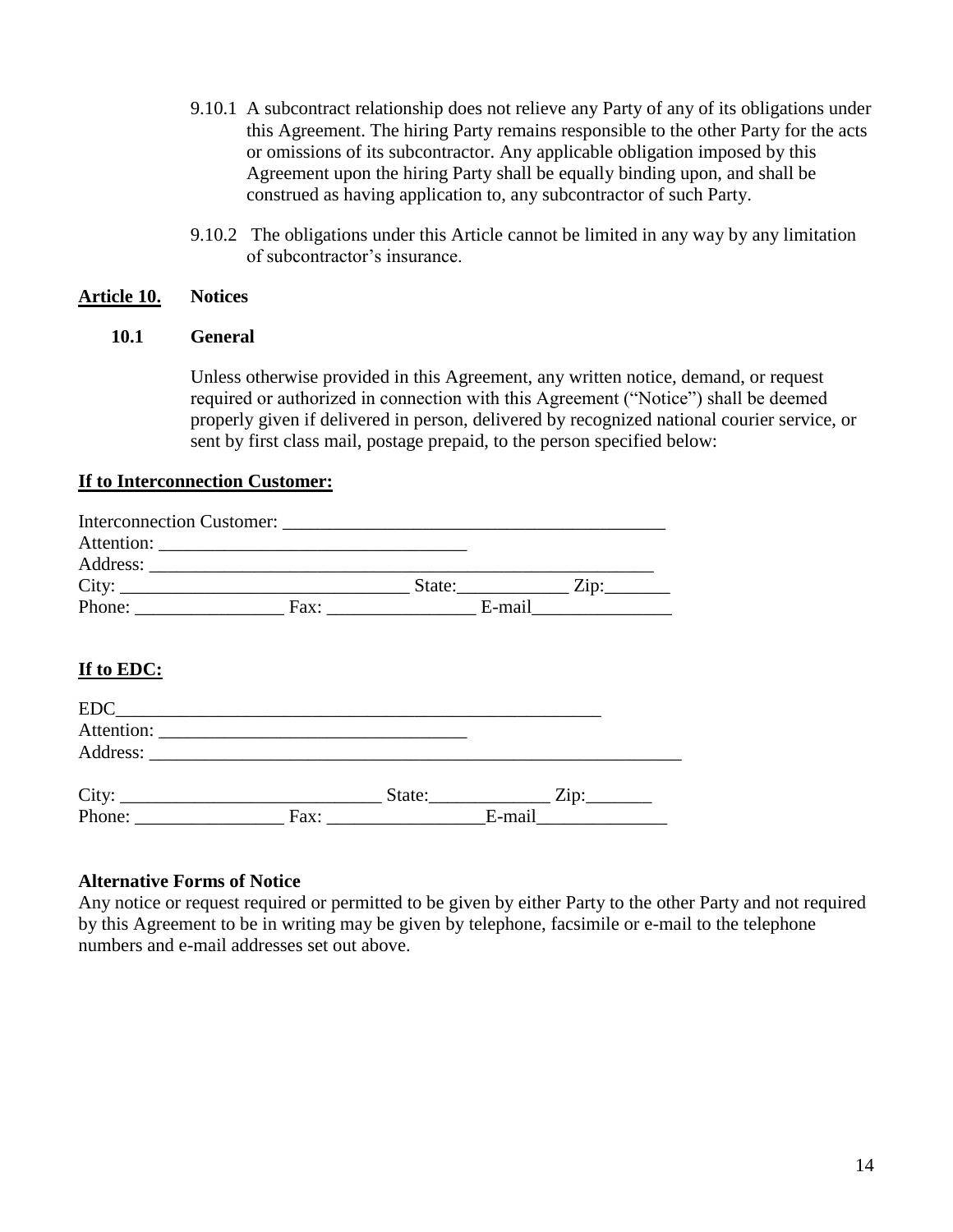9.10.1 A subcontract relationship does not relieve any Party of any of its obligations under this Agreement. The hiring Party remains responsible to the other Party for the acts or omissions of its subcontractor. Any applicable obligation imposed by this Agreement upon the hiring Party shall be equally binding upon, and shall be construed as having application to, any subcontractor of such Party.

9.10.2 The obligations under this Article cannot be limited in any way by any limitation of subcontractor's insurance.

## Article 10. Notices

### 10.1 General

Unless otherwise provided in this Agreement, any written notice, demand, or request required or authorized in connection with this Agreement ("Notice") shall be deemed properly given if delivered in person, delivered by recognized national courier service, or sent by first class mail, postage prepaid, to the person specified below:

**If to Interconnection Customer:**

Interconnection Customer: ___________________________________________
Attention: ___________________________________
Address: ______________________________________________________
City: ______________________________ State:___________ Zip:_______
Phone: ________________ Fax: ________________ E-mail_______________

**If to EDC:**

EDC_____________________________________________________
Attention: ___________________________________
Address: __________________________________________________________

City: ____________________________ State:_____________ Zip:_______
Phone: ________________ Fax: _________________E-mail______________

**Alternative Forms of Notice**

Any notice or request required or permitted to be given by either Party to the other Party and not required by this Agreement to be in writing may be given by telephone, facsimile or e-mail to the telephone numbers and e-mail addresses set out above.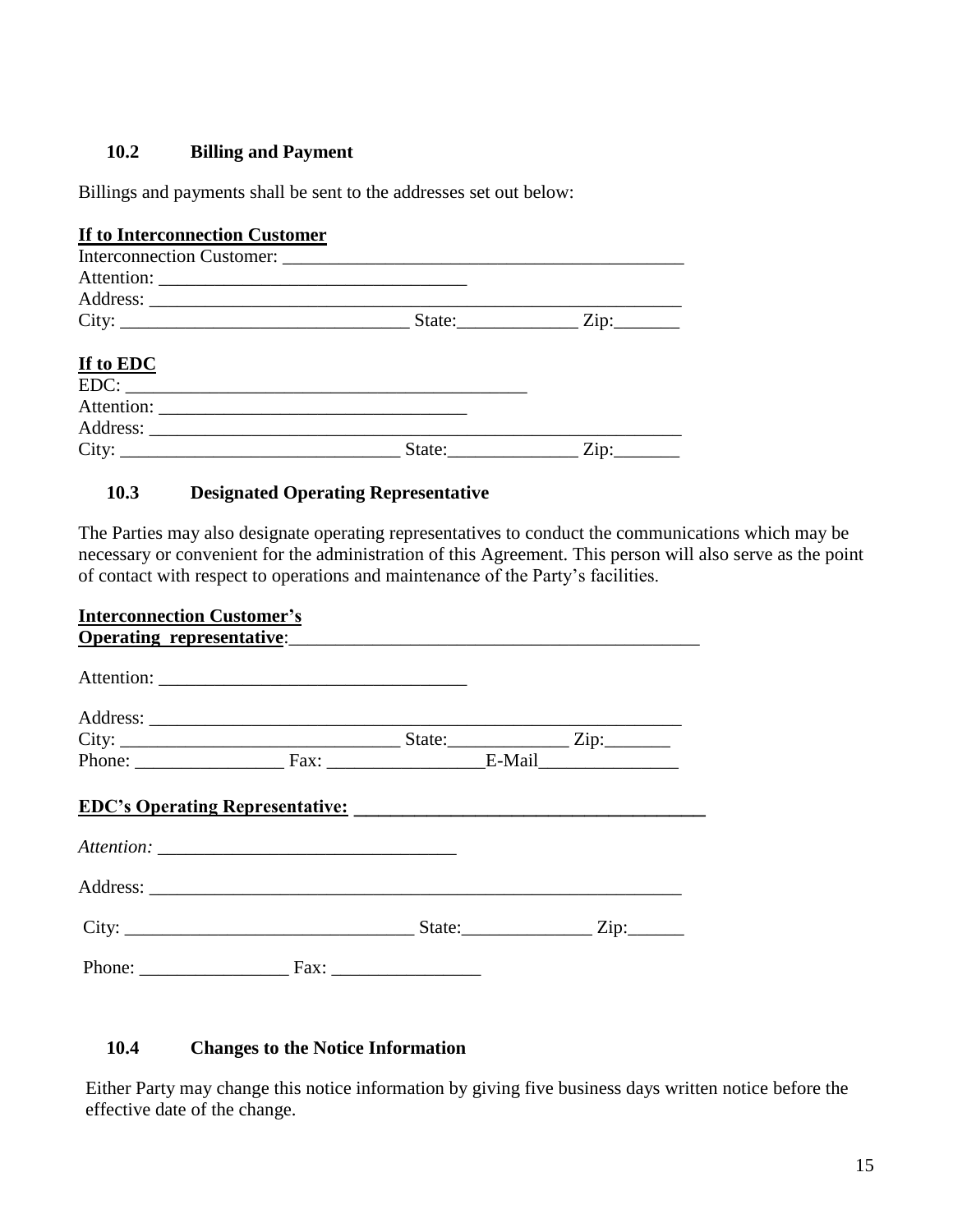### 10.2 Billing and Payment

Billings and payments shall be sent to the addresses set out below:

**<u>If to Interconnection Customer</u>**

Interconnection Customer: ___________________________________________

Attention: _________________________________

Address: ________________________________________________________

City: _______________________________ State:_____________ Zip:_______

**<u>If to EDC</u>**

EDC: ____________________________________________

Attention: _________________________________

Address: ________________________________________________________

City: ______________________________ State:______________ Zip:_______

### 10.3 Designated Operating Representative

The Parties may also designate operating representatives to conduct the communications which may be necessary or convenient for the administration of this Agreement. This person will also serve as the point of contact with respect to operations and maintenance of the Party's facilities.

**<u>Interconnection Customer's Operating representative</u>**:_____________________________________________

Attention: _________________________________

Address: ________________________________________________________

City: ______________________________ State:_____________ Zip:_______

Phone: ________________ Fax: ________________E-Mail_______________

**<u>EDC's Operating Representative: _____________________________________</u>**

*Attention:* ________________________________

Address: ________________________________________________________

City: _______________________________ State:______________ Zip:______

Phone: ________________ Fax: ________________

### 10.4 Changes to the Notice Information

Either Party may change this notice information by giving five business days written notice before the effective date of the change.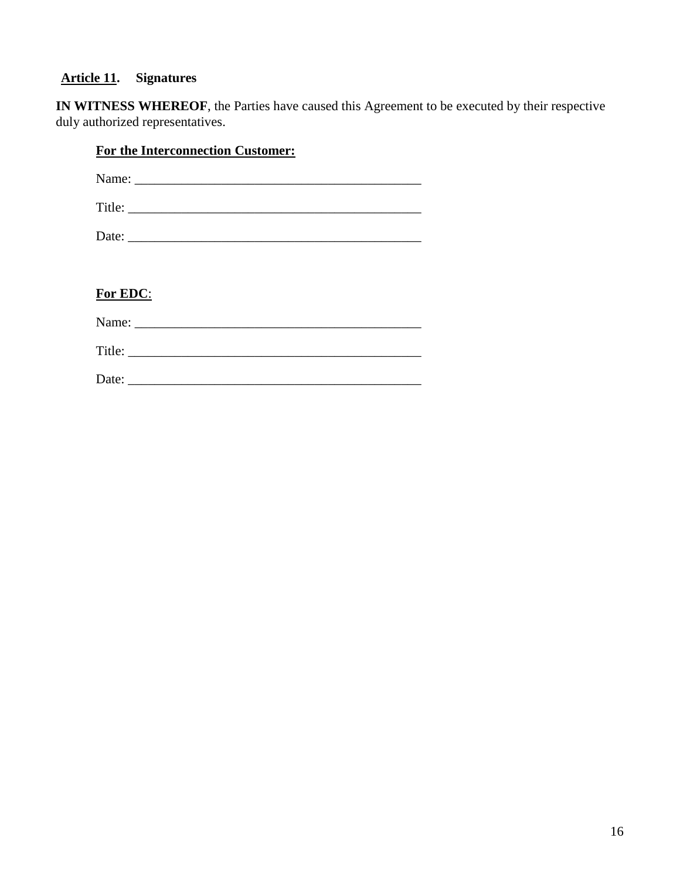## **Article 11. Signatures**

**IN WITNESS WHEREOF**, the Parties have caused this Agreement to be executed by their respective duly authorized representatives.

**For the Interconnection Customer:**

Name: ___________________________________________

Title: ___________________________________________

Date: ___________________________________________

**For EDC**:

Name: ___________________________________________

Title: ___________________________________________

Date: ___________________________________________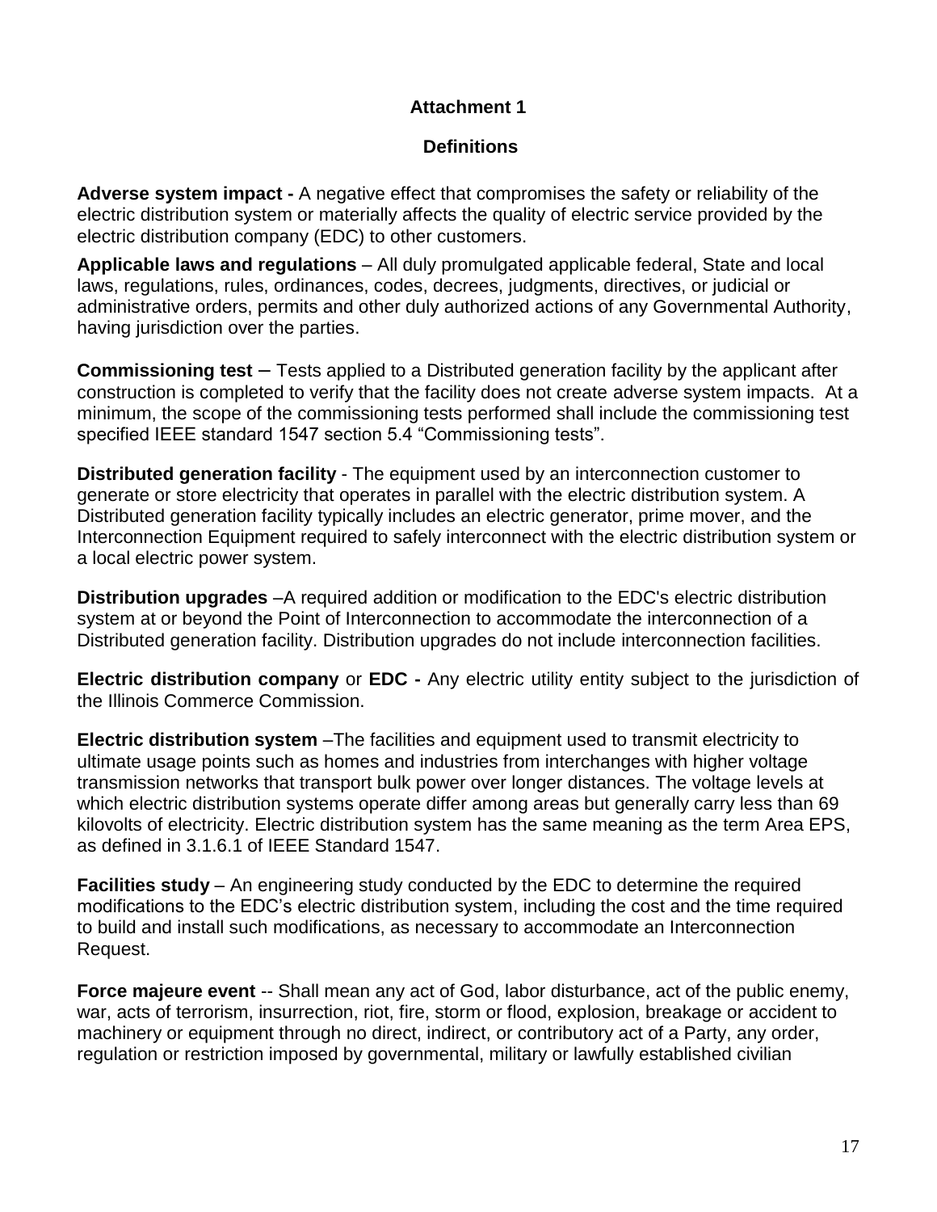**Attachment 1**

**Definitions**

**Adverse system impact -** A negative effect that compromises the safety or reliability of the electric distribution system or materially affects the quality of electric service provided by the electric distribution company (EDC) to other customers.

**Applicable laws and regulations** – All duly promulgated applicable federal, State and local laws, regulations, rules, ordinances, codes, decrees, judgments, directives, or judicial or administrative orders, permits and other duly authorized actions of any Governmental Authority, having jurisdiction over the parties.

**Commissioning test** – Tests applied to a Distributed generation facility by the applicant after construction is completed to verify that the facility does not create adverse system impacts. At a minimum, the scope of the commissioning tests performed shall include the commissioning test specified IEEE standard 1547 section 5.4 "Commissioning tests".

**Distributed generation facility** - The equipment used by an interconnection customer to generate or store electricity that operates in parallel with the electric distribution system. A Distributed generation facility typically includes an electric generator, prime mover, and the Interconnection Equipment required to safely interconnect with the electric distribution system or a local electric power system.

**Distribution upgrades** –A required addition or modification to the EDC's electric distribution system at or beyond the Point of Interconnection to accommodate the interconnection of a Distributed generation facility. Distribution upgrades do not include interconnection facilities.

**Electric distribution company** or **EDC -** Any electric utility entity subject to the jurisdiction of the Illinois Commerce Commission.

**Electric distribution system** –The facilities and equipment used to transmit electricity to ultimate usage points such as homes and industries from interchanges with higher voltage transmission networks that transport bulk power over longer distances. The voltage levels at which electric distribution systems operate differ among areas but generally carry less than 69 kilovolts of electricity. Electric distribution system has the same meaning as the term Area EPS, as defined in 3.1.6.1 of IEEE Standard 1547.

**Facilities study** – An engineering study conducted by the EDC to determine the required modifications to the EDC's electric distribution system, including the cost and the time required to build and install such modifications, as necessary to accommodate an Interconnection Request.

**Force majeure event** -- Shall mean any act of God, labor disturbance, act of the public enemy, war, acts of terrorism, insurrection, riot, fire, storm or flood, explosion, breakage or accident to machinery or equipment through no direct, indirect, or contributory act of a Party, any order, regulation or restriction imposed by governmental, military or lawfully established civilian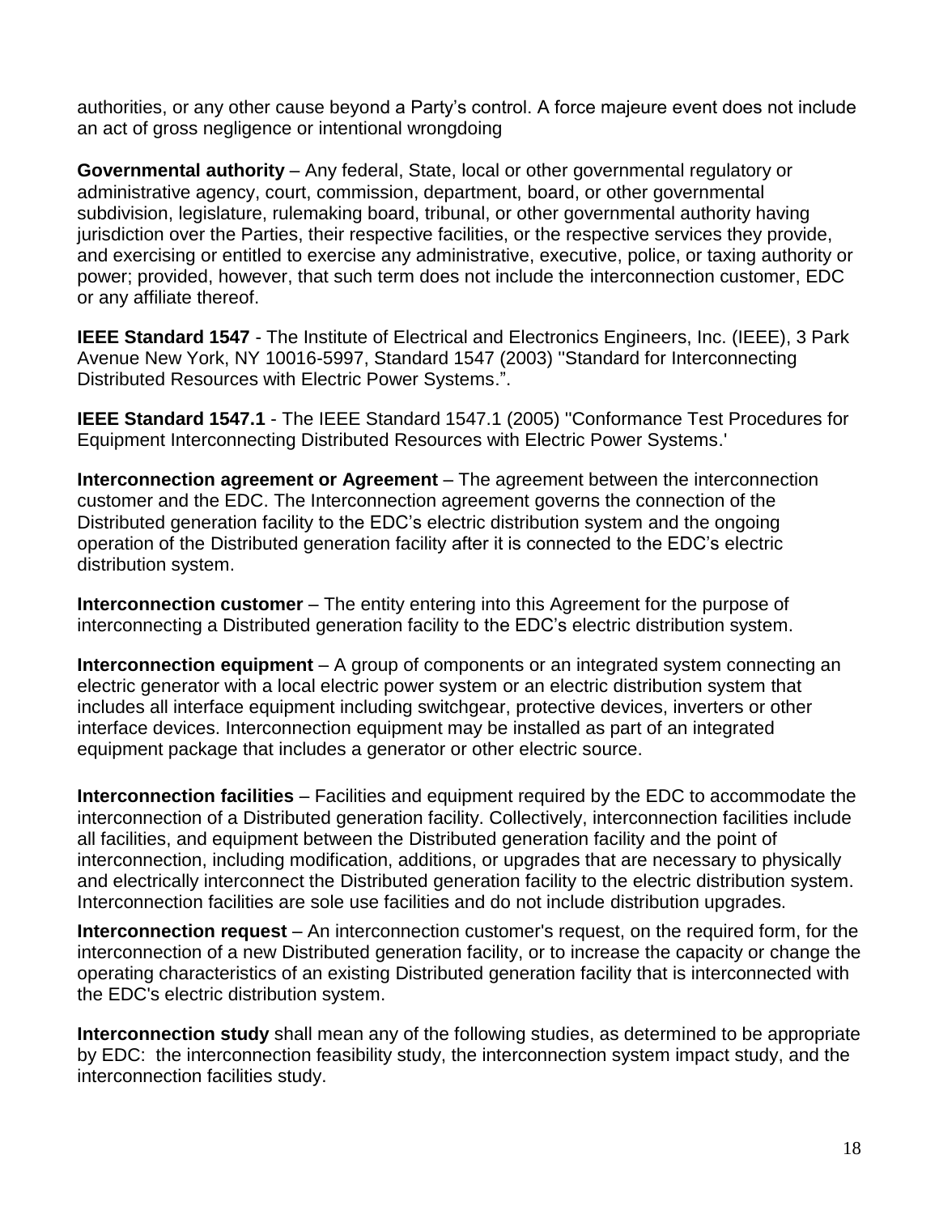authorities, or any other cause beyond a Party's control. A force majeure event does not include an act of gross negligence or intentional wrongdoing

**Governmental authority** – Any federal, State, local or other governmental regulatory or administrative agency, court, commission, department, board, or other governmental subdivision, legislature, rulemaking board, tribunal, or other governmental authority having jurisdiction over the Parties, their respective facilities, or the respective services they provide, and exercising or entitled to exercise any administrative, executive, police, or taxing authority or power; provided, however, that such term does not include the interconnection customer, EDC or any affiliate thereof.

**IEEE Standard 1547** - The Institute of Electrical and Electronics Engineers, Inc. (IEEE), 3 Park Avenue New York, NY 10016-5997, Standard 1547 (2003) ''Standard for Interconnecting Distributed Resources with Electric Power Systems.".

**IEEE Standard 1547.1** - The IEEE Standard 1547.1 (2005) ''Conformance Test Procedures for Equipment Interconnecting Distributed Resources with Electric Power Systems.'

**Interconnection agreement or Agreement** – The agreement between the interconnection customer and the EDC. The Interconnection agreement governs the connection of the Distributed generation facility to the EDC's electric distribution system and the ongoing operation of the Distributed generation facility after it is connected to the EDC's electric distribution system.

**Interconnection customer** – The entity entering into this Agreement for the purpose of interconnecting a Distributed generation facility to the EDC's electric distribution system.

**Interconnection equipment** – A group of components or an integrated system connecting an electric generator with a local electric power system or an electric distribution system that includes all interface equipment including switchgear, protective devices, inverters or other interface devices. Interconnection equipment may be installed as part of an integrated equipment package that includes a generator or other electric source.

**Interconnection facilities** – Facilities and equipment required by the EDC to accommodate the interconnection of a Distributed generation facility. Collectively, interconnection facilities include all facilities, and equipment between the Distributed generation facility and the point of interconnection, including modification, additions, or upgrades that are necessary to physically and electrically interconnect the Distributed generation facility to the electric distribution system. Interconnection facilities are sole use facilities and do not include distribution upgrades.

**Interconnection request** – An interconnection customer's request, on the required form, for the interconnection of a new Distributed generation facility, or to increase the capacity or change the operating characteristics of an existing Distributed generation facility that is interconnected with the EDC's electric distribution system.

**Interconnection study** shall mean any of the following studies, as determined to be appropriate by EDC: the interconnection feasibility study, the interconnection system impact study, and the interconnection facilities study.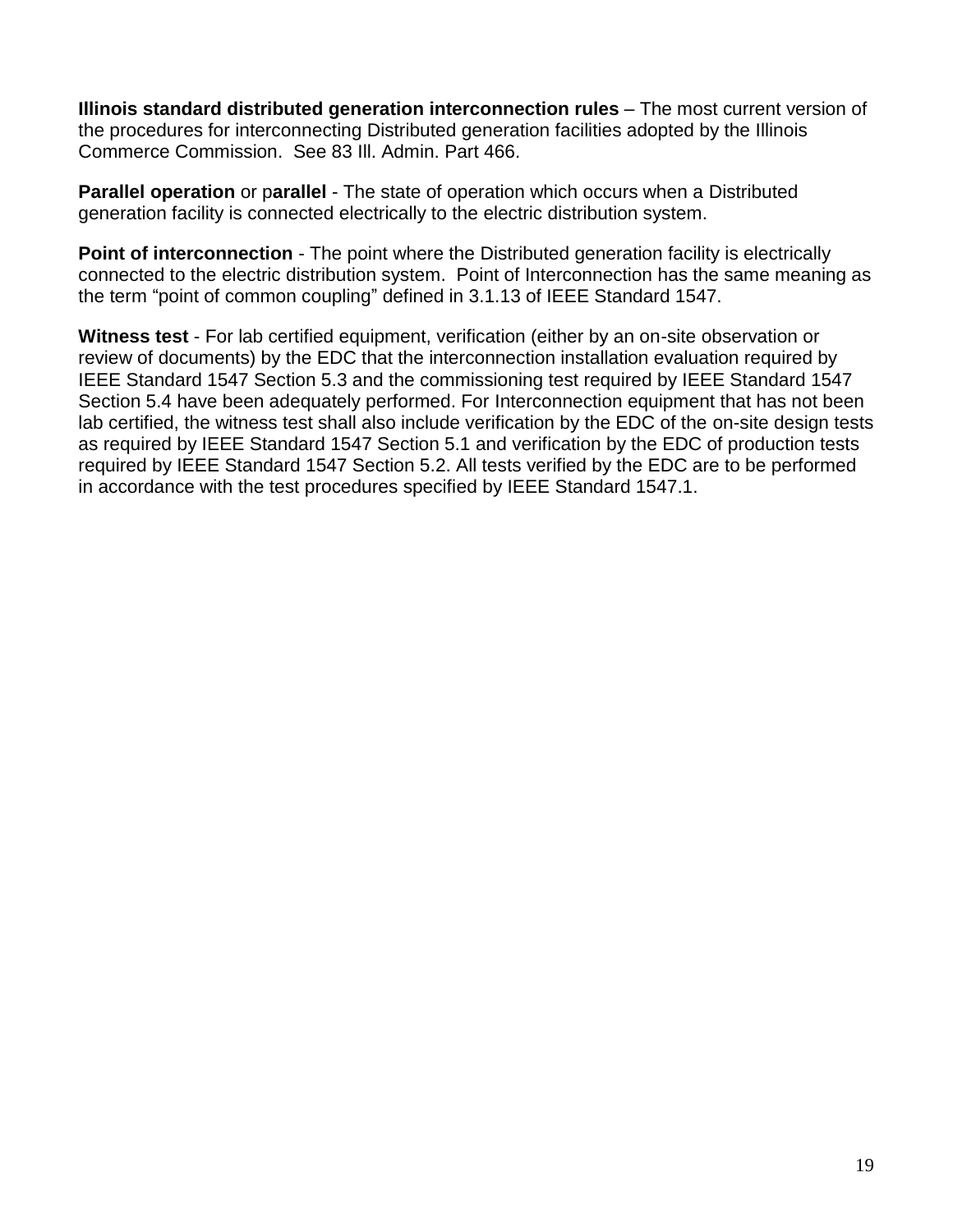**Illinois standard distributed generation interconnection rules** – The most current version of the procedures for interconnecting Distributed generation facilities adopted by the Illinois Commerce Commission.  See 83 Ill. Admin. Part 466.

**Parallel operation** or p**arallel** - The state of operation which occurs when a Distributed generation facility is connected electrically to the electric distribution system.

**Point of interconnection** - The point where the Distributed generation facility is electrically connected to the electric distribution system.  Point of Interconnection has the same meaning as the term "point of common coupling" defined in 3.1.13 of IEEE Standard 1547.

**Witness test** - For lab certified equipment, verification (either by an on-site observation or review of documents) by the EDC that the interconnection installation evaluation required by IEEE Standard 1547 Section 5.3 and the commissioning test required by IEEE Standard 1547 Section 5.4 have been adequately performed. For Interconnection equipment that has not been lab certified, the witness test shall also include verification by the EDC of the on-site design tests as required by IEEE Standard 1547 Section 5.1 and verification by the EDC of production tests required by IEEE Standard 1547 Section 5.2. All tests verified by the EDC are to be performed in accordance with the test procedures specified by IEEE Standard 1547.1.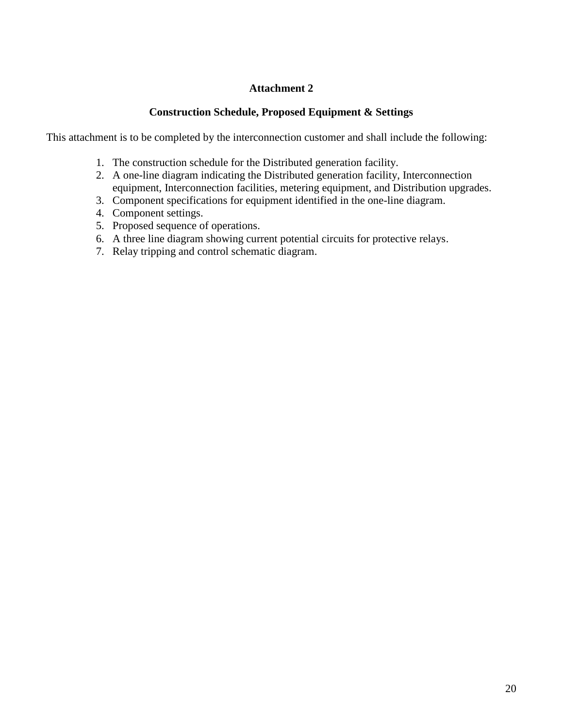## Attachment 2

### Construction Schedule, Proposed Equipment & Settings

This attachment is to be completed by the interconnection customer and shall include the following:

1. The construction schedule for the Distributed generation facility.
2. A one-line diagram indicating the Distributed generation facility, Interconnection equipment, Interconnection facilities, metering equipment, and Distribution upgrades.
3. Component specifications for equipment identified in the one-line diagram.
4. Component settings.
5. Proposed sequence of operations.
6. A three line diagram showing current potential circuits for protective relays.
7. Relay tripping and control schematic diagram.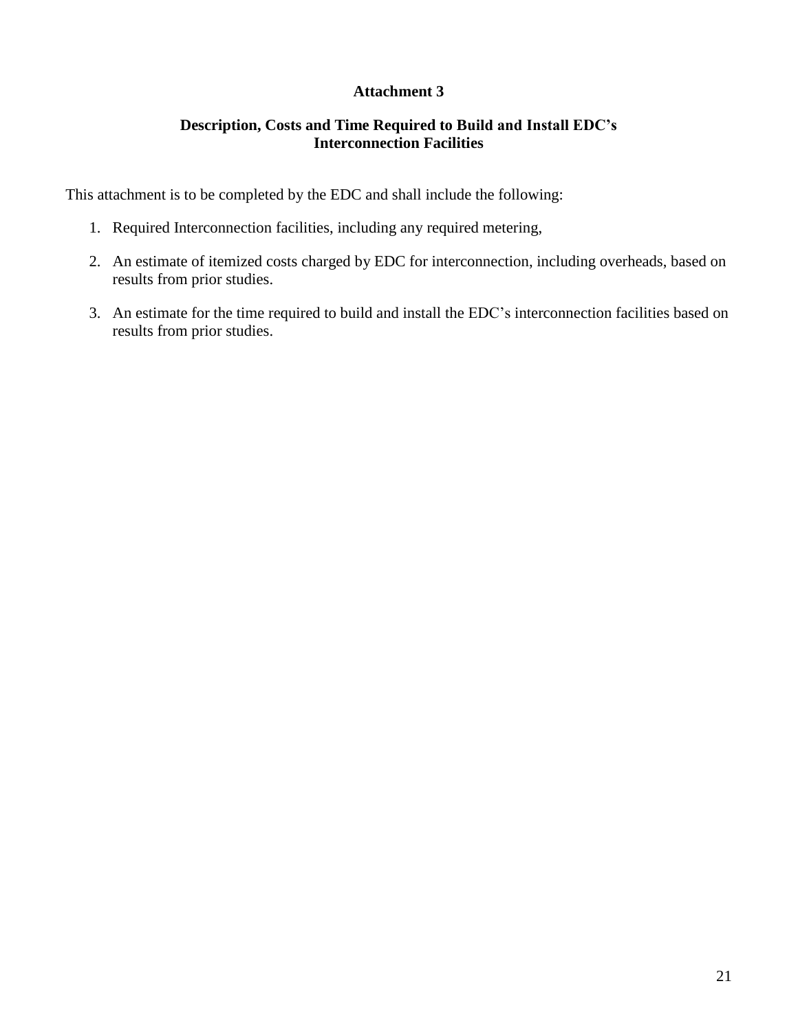# Attachment 3

## Description, Costs and Time Required to Build and Install EDC's Interconnection Facilities

This attachment is to be completed by the EDC and shall include the following:

1. Required Interconnection facilities, including any required metering,

2. An estimate of itemized costs charged by EDC for interconnection, including overheads, based on results from prior studies.

3. An estimate for the time required to build and install the EDC's interconnection facilities based on results from prior studies.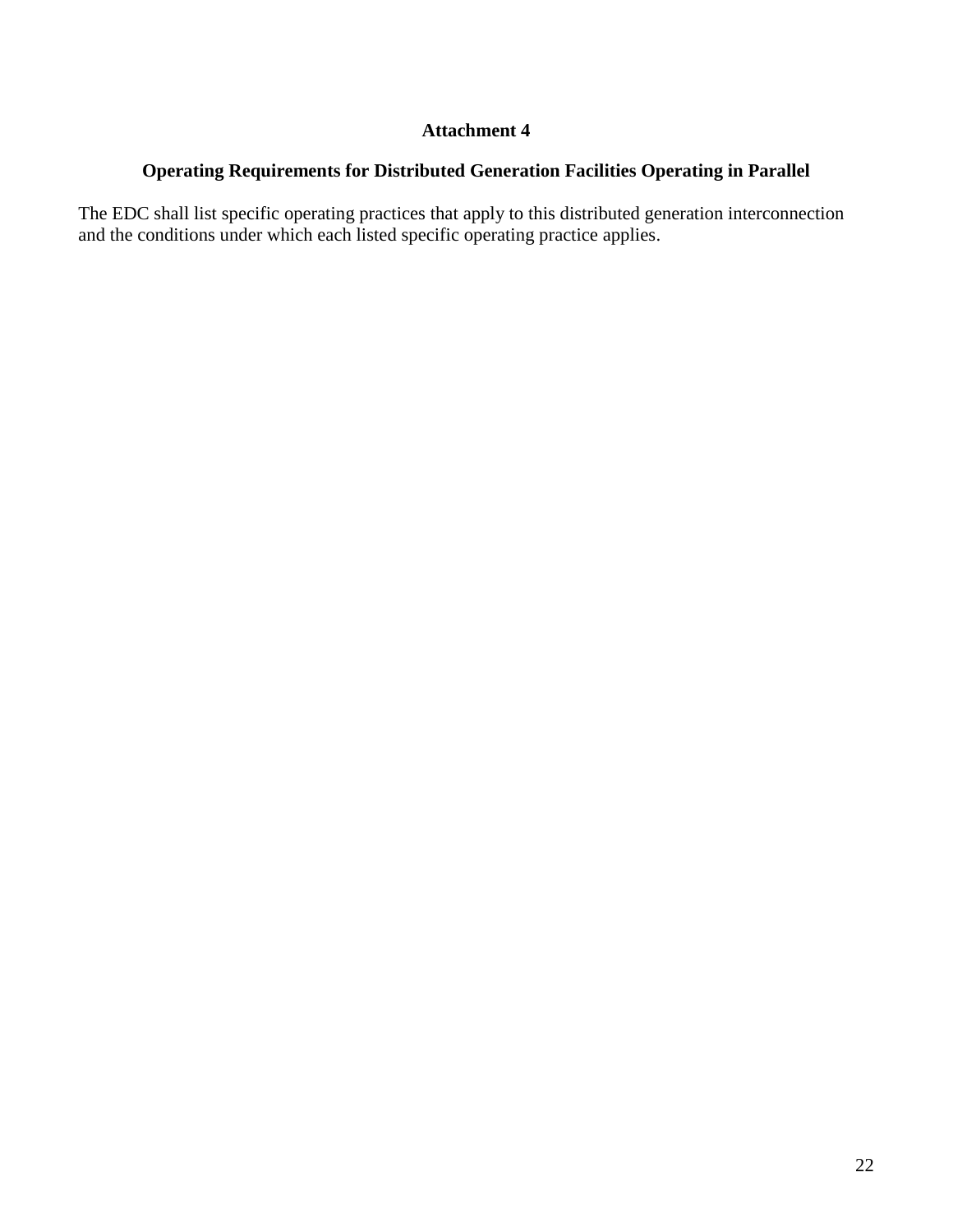# Attachment 4

## Operating Requirements for Distributed Generation Facilities Operating in Parallel

The EDC shall list specific operating practices that apply to this distributed generation interconnection and the conditions under which each listed specific operating practice applies.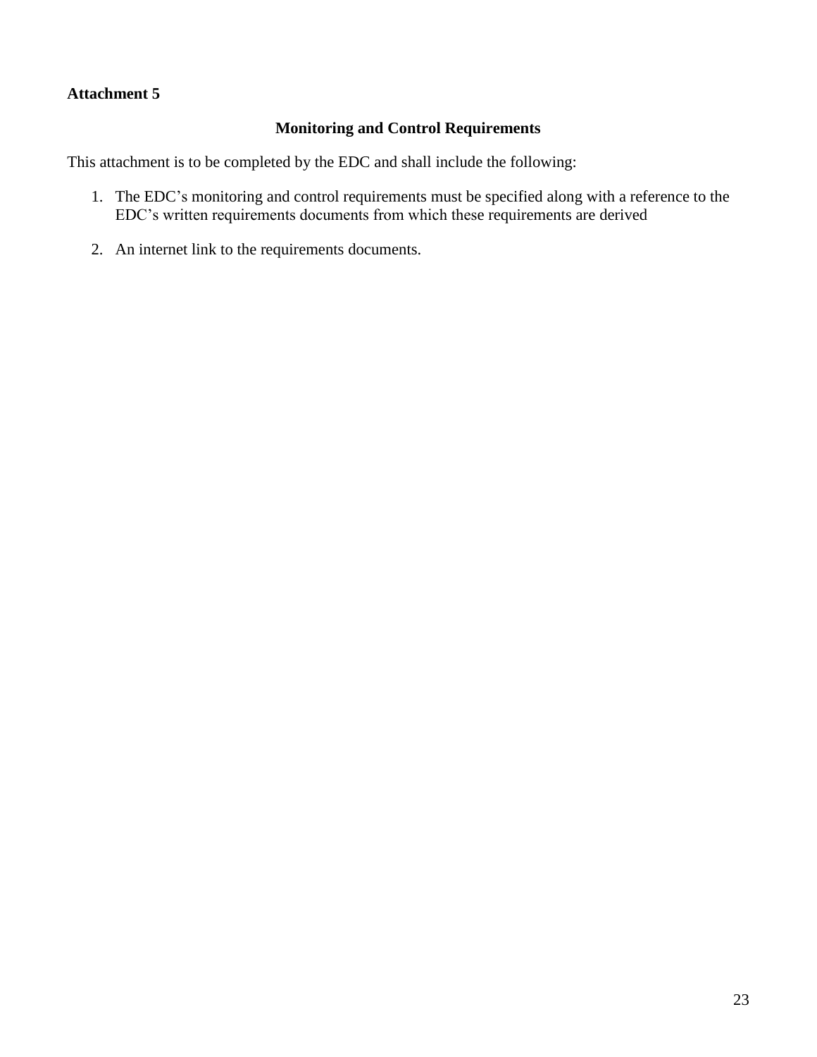**Attachment 5**

## Monitoring and Control Requirements

This attachment is to be completed by the EDC and shall include the following:

1. The EDC's monitoring and control requirements must be specified along with a reference to the EDC's written requirements documents from which these requirements are derived
2. An internet link to the requirements documents.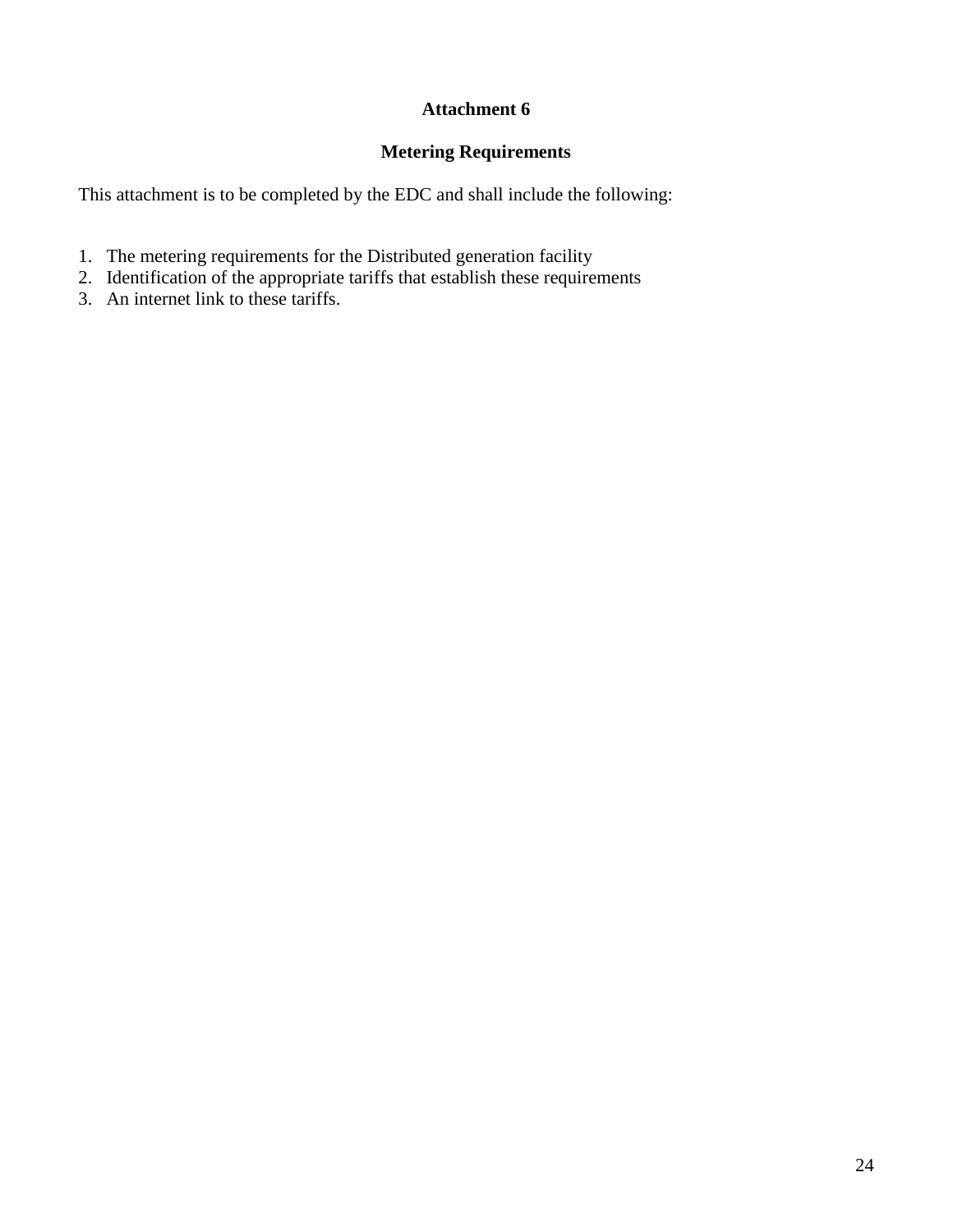# Attachment 6

## Metering Requirements

This attachment is to be completed by the EDC and shall include the following:

1. The metering requirements for the Distributed generation facility
2. Identification of the appropriate tariffs that establish these requirements
3. An internet link to these tariffs.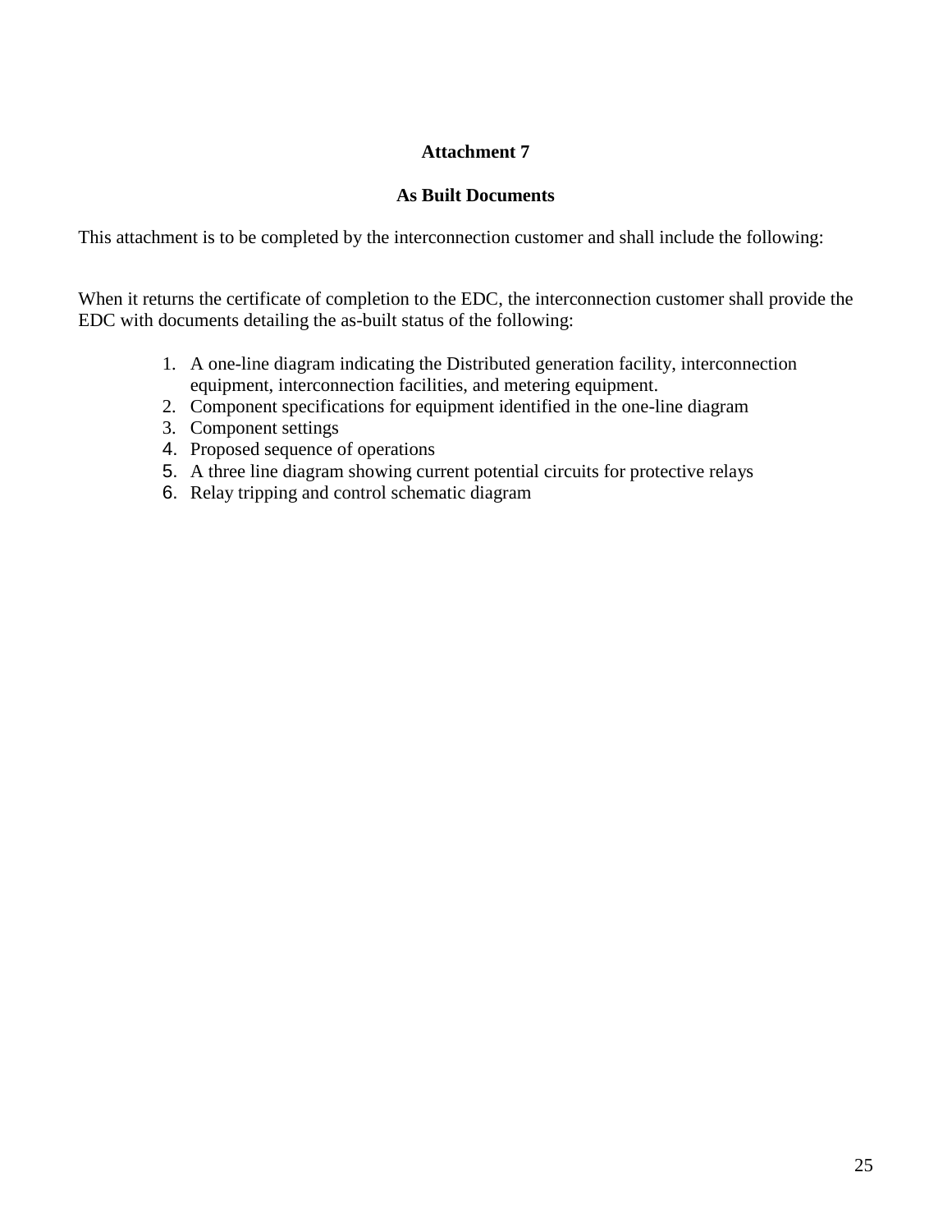**Attachment 7**

**As Built Documents**

This attachment is to be completed by the interconnection customer and shall include the following:

When it returns the certificate of completion to the EDC, the interconnection customer shall provide the EDC with documents detailing the as-built status of the following:

1. A one-line diagram indicating the Distributed generation facility, interconnection equipment, interconnection facilities, and metering equipment.
2. Component specifications for equipment identified in the one-line diagram
3. Component settings
4. Proposed sequence of operations
5. A three line diagram showing current potential circuits for protective relays
6. Relay tripping and control schematic diagram